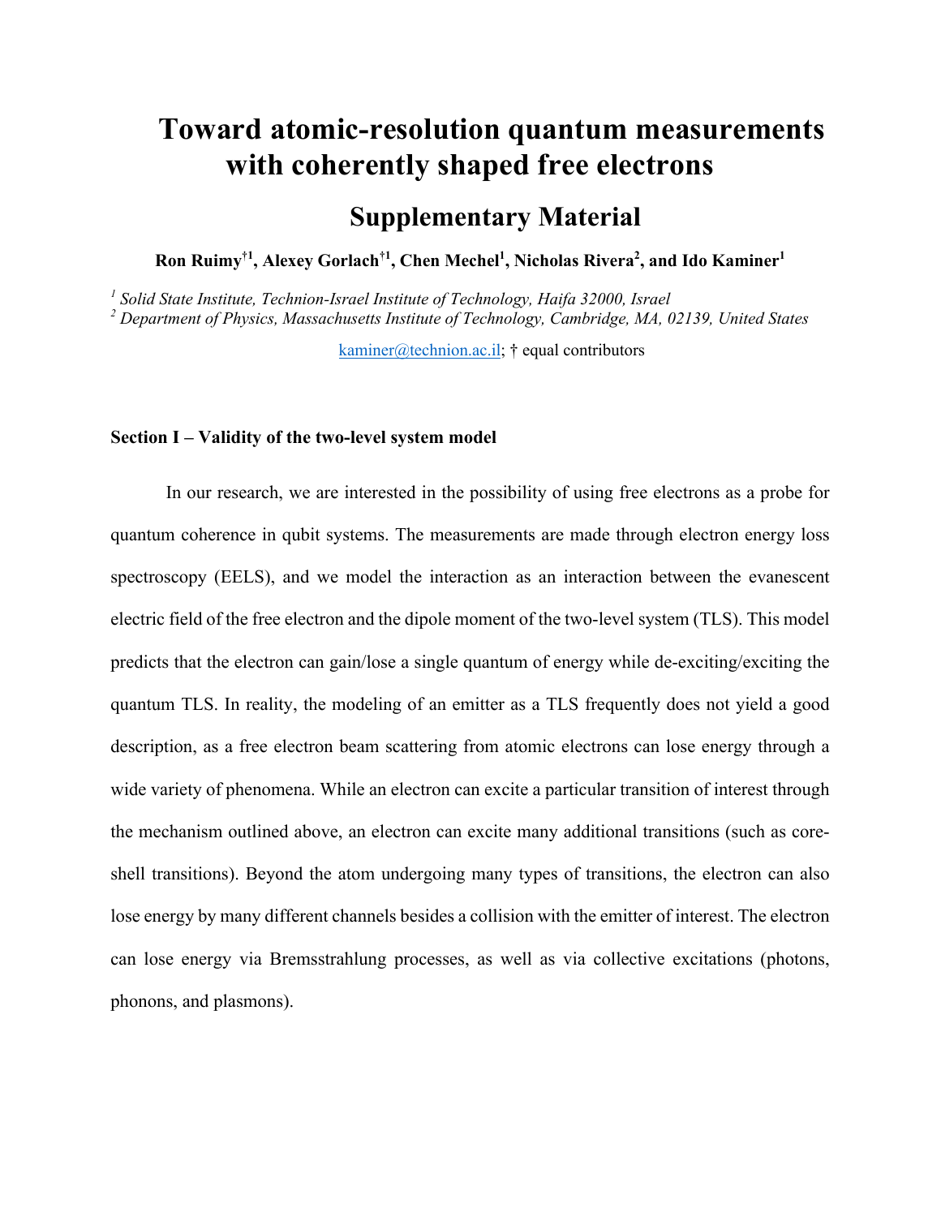# Toward atomic-resolution quantum measurements with coherently shaped free electrons

## Supplementary Material

**Ron Ruimy[†1], Alexey Gorlach[†1], Chen Mechel[1], Nicholas Rivera[2], and Ido Kaminer[1]**

[1] *Solid State Institute, Technion-Israel Institute of Technology, Haifa 32000, Israel*
[2] *Department of Physics, Massachusetts Institute of Technology, Cambridge, MA, 02139, United States*

kaminer@technion.ac.il; † equal contributors

### Section I – Validity of the two-level system model

In our research, we are interested in the possibility of using free electrons as a probe for quantum coherence in qubit systems. The measurements are made through electron energy loss spectroscopy (EELS), and we model the interaction as an interaction between the evanescent electric field of the free electron and the dipole moment of the two-level system (TLS). This model predicts that the electron can gain/lose a single quantum of energy while de-exciting/exciting the quantum TLS. In reality, the modeling of an emitter as a TLS frequently does not yield a good description, as a free electron beam scattering from atomic electrons can lose energy through a wide variety of phenomena. While an electron can excite a particular transition of interest through the mechanism outlined above, an electron can excite many additional transitions (such as core-shell transitions). Beyond the atom undergoing many types of transitions, the electron can also lose energy by many different channels besides a collision with the emitter of interest. The electron can lose energy via Bremsstrahlung processes, as well as via collective excitations (photons, phonons, and plasmons).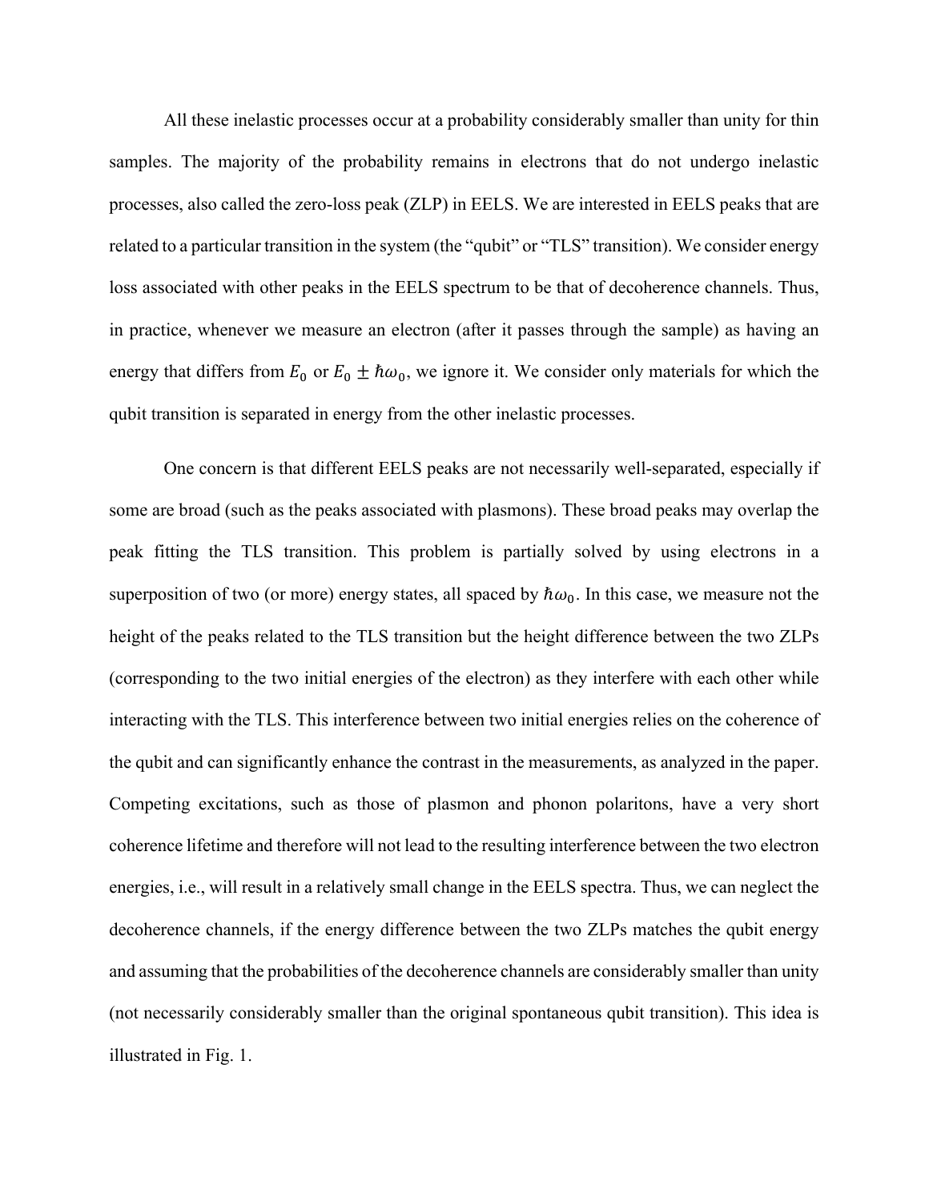All these inelastic processes occur at a probability considerably smaller than unity for thin samples. The majority of the probability remains in electrons that do not undergo inelastic processes, also called the zero-loss peak (ZLP) in EELS. We are interested in EELS peaks that are related to a particular transition in the system (the "qubit" or "TLS" transition). We consider energy loss associated with other peaks in the EELS spectrum to be that of decoherence channels. Thus, in practice, whenever we measure an electron (after it passes through the sample) as having an energy that differs from $E_0$ or $E_0 \pm \hbar\omega_0$, we ignore it. We consider only materials for which the qubit transition is separated in energy from the other inelastic processes.

One concern is that different EELS peaks are not necessarily well-separated, especially if some are broad (such as the peaks associated with plasmons). These broad peaks may overlap the peak fitting the TLS transition. This problem is partially solved by using electrons in a superposition of two (or more) energy states, all spaced by $\hbar\omega_0$. In this case, we measure not the height of the peaks related to the TLS transition but the height difference between the two ZLPs (corresponding to the two initial energies of the electron) as they interfere with each other while interacting with the TLS. This interference between two initial energies relies on the coherence of the qubit and can significantly enhance the contrast in the measurements, as analyzed in the paper. Competing excitations, such as those of plasmon and phonon polaritons, have a very short coherence lifetime and therefore will not lead to the resulting interference between the two electron energies, i.e., will result in a relatively small change in the EELS spectra. Thus, we can neglect the decoherence channels, if the energy difference between the two ZLPs matches the qubit energy and assuming that the probabilities of the decoherence channels are considerably smaller than unity (not necessarily considerably smaller than the original spontaneous qubit transition). This idea is illustrated in Fig. 1.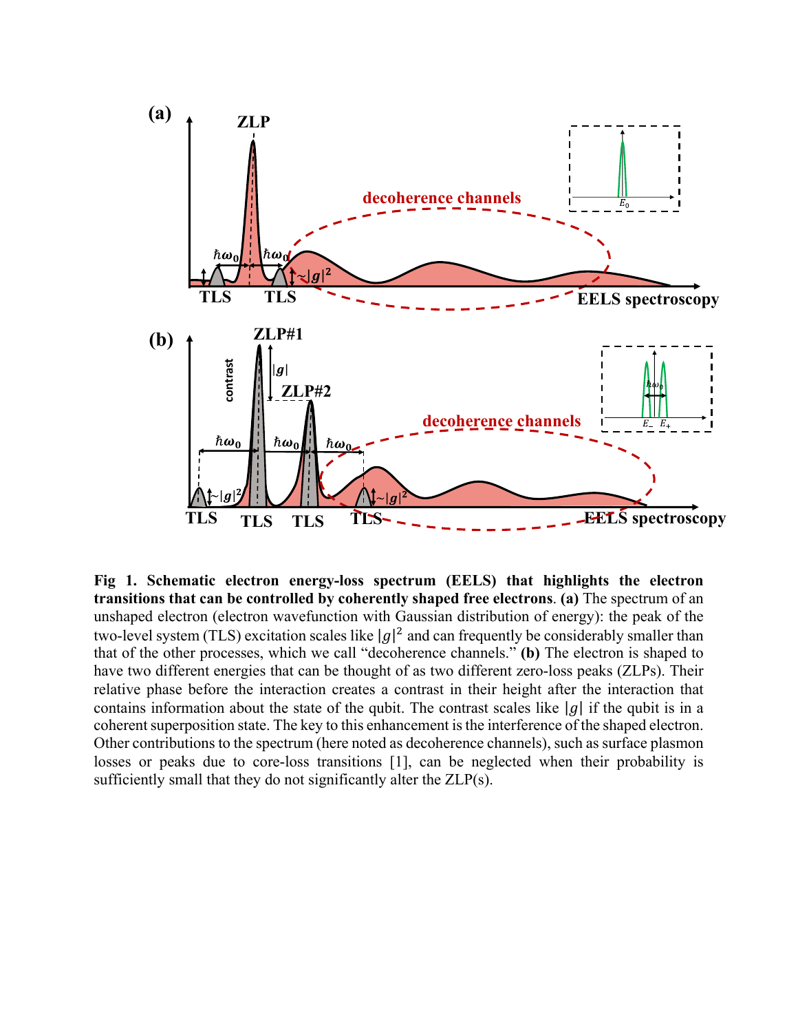**Fig 1. Schematic electron energy-loss spectrum (EELS) that highlights the electron transitions that can be controlled by coherently shaped free electrons**. **(a)** The spectrum of an unshaped electron (electron wavefunction with Gaussian distribution of energy): the peak of the two-level system (TLS) excitation scales like $|g|^2$ and can frequently be considerably smaller than that of the other processes, which we call "decoherence channels." **(b)** The electron is shaped to have two different energies that can be thought of as two different zero-loss peaks (ZLPs). Their relative phase before the interaction creates a contrast in their height after the interaction that contains information about the state of the qubit. The contrast scales like $|g|$ if the qubit is in a coherent superposition state. The key to this enhancement is the interference of the shaped electron. Other contributions to the spectrum (here noted as decoherence channels), such as surface plasmon losses or peaks due to core-loss transitions [1], can be neglected when their probability is sufficiently small that they do not significantly alter the ZLP(s).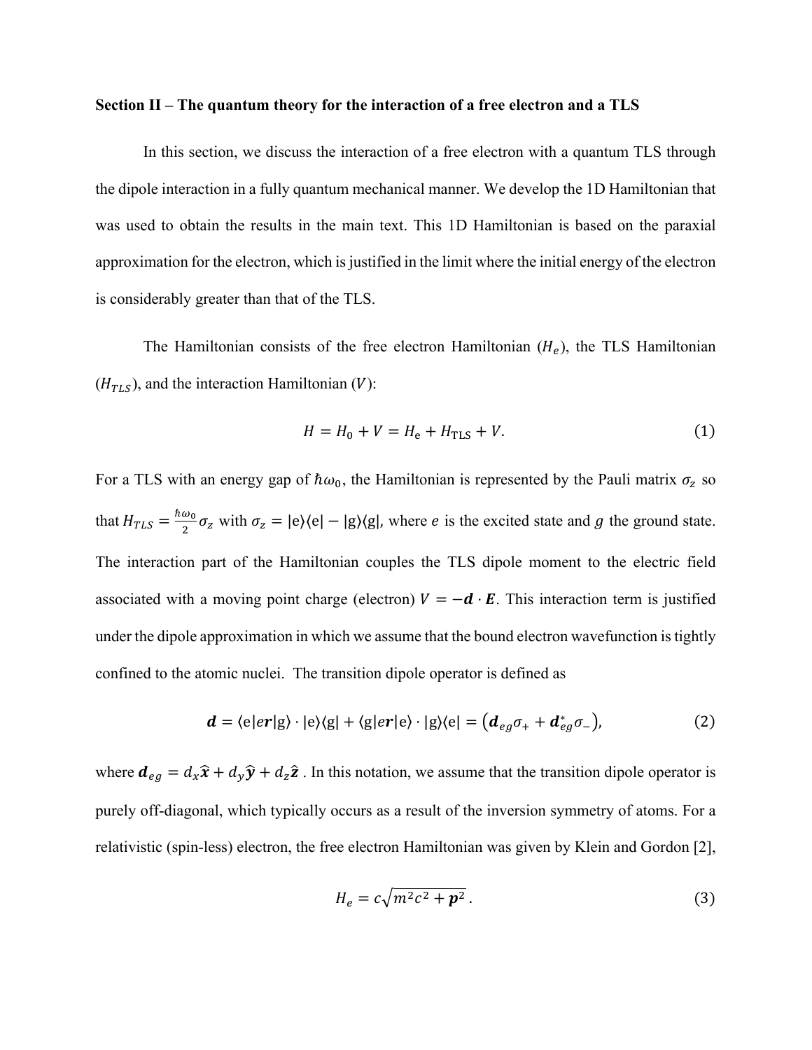**Section II – The quantum theory for the interaction of a free electron and a TLS**

In this section, we discuss the interaction of a free electron with a quantum TLS through the dipole interaction in a fully quantum mechanical manner. We develop the 1D Hamiltonian that was used to obtain the results in the main text. This 1D Hamiltonian is based on the paraxial approximation for the electron, which is justified in the limit where the initial energy of the electron is considerably greater than that of the TLS.

The Hamiltonian consists of the free electron Hamiltonian ($H_e$), the TLS Hamiltonian ($H_{TLS}$), and the interaction Hamiltonian ($V$):

$$H = H_0 + V = H_{\mathrm{e}} + H_{\mathrm{TLS}} + V. \tag{1}$$

For a TLS with an energy gap of $\hbar\omega_0$, the Hamiltonian is represented by the Pauli matrix $\sigma_z$ so that $H_{TLS} = \frac{\hbar\omega_0}{2}\sigma_z$ with $\sigma_z = |\mathrm{e}\rangle\langle\mathrm{e}| - |\mathrm{g}\rangle\langle\mathrm{g}|$, where $e$ is the excited state and $g$ the ground state. The interaction part of the Hamiltonian couples the TLS dipole moment to the electric field associated with a moving point charge (electron) $V = -\boldsymbol{d}\cdot\boldsymbol{E}$. This interaction term is justified under the dipole approximation in which we assume that the bound electron wavefunction is tightly confined to the atomic nuclei. The transition dipole operator is defined as

$$\boldsymbol{d} = \langle \mathrm{e}|e\boldsymbol{r}|\mathrm{g}\rangle \cdot |\mathrm{e}\rangle\langle\mathrm{g}| + \langle \mathrm{g}|e\boldsymbol{r}|\mathrm{e}\rangle \cdot |\mathrm{g}\rangle\langle\mathrm{e}| = \left(\boldsymbol{d}_{eg}\sigma_+ + \boldsymbol{d}_{eg}^*\sigma_-\right), \tag{2}$$

where $\boldsymbol{d}_{eg} = d_x\hat{\boldsymbol{x}} + d_y\hat{\boldsymbol{y}} + d_z\hat{\boldsymbol{z}}$ . In this notation, we assume that the transition dipole operator is purely off-diagonal, which typically occurs as a result of the inversion symmetry of atoms. For a relativistic (spin-less) electron, the free electron Hamiltonian was given by Klein and Gordon [2],

$$H_e = c\sqrt{m^2c^2 + \boldsymbol{p}^2}\,. \tag{3}$$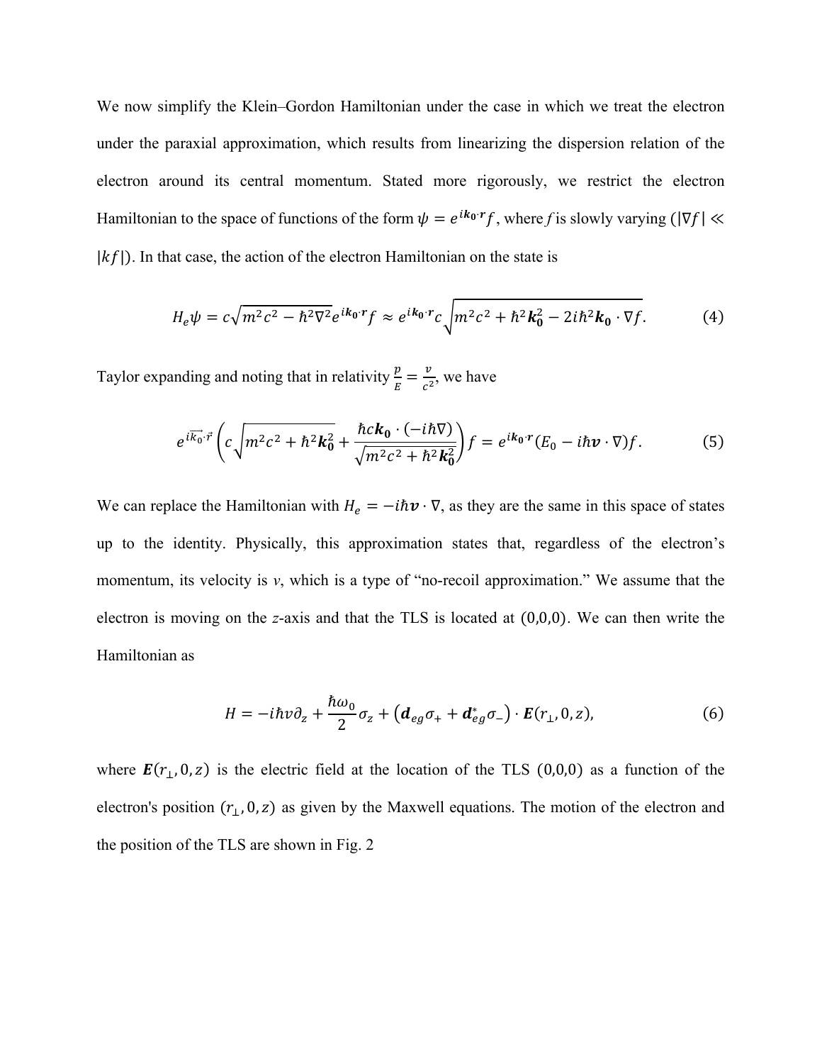We now simplify the Klein–Gordon Hamiltonian under the case in which we treat the electron under the paraxial approximation, which results from linearizing the dispersion relation of the electron around its central momentum. Stated more rigorously, we restrict the electron Hamiltonian to the space of functions of the form $\psi = e^{i\boldsymbol{k_0}\cdot\boldsymbol{r}}f$, where $f$ is slowly varying ($|\nabla f| \ll |kf|$). In that case, the action of the electron Hamiltonian on the state is

$$H_e\psi = c\sqrt{m^2c^2 - \hbar^2\nabla^2}e^{i\boldsymbol{k_0}\cdot\boldsymbol{r}}f \approx e^{i\boldsymbol{k_0}\cdot\boldsymbol{r}}c\sqrt{m^2c^2 + \hbar^2\boldsymbol{k_0^2} - 2i\hbar^2\boldsymbol{k_0}\cdot\nabla f}. \tag{4}$$

Taylor expanding and noting that in relativity $\frac{p}{E} = \frac{v}{c^2}$, we have

$$e^{i\vec{k_0}\cdot\vec{r}}\left(c\sqrt{m^2c^2 + \hbar^2\boldsymbol{k_0^2}} + \frac{\hbar c\boldsymbol{k_0}\cdot(-i\hbar\nabla)}{\sqrt{m^2c^2 + \hbar^2\boldsymbol{k_0^2}}}\right)f = e^{i\boldsymbol{k_0}\cdot\boldsymbol{r}}(E_0 - i\hbar\boldsymbol{v}\cdot\nabla)f. \tag{5}$$

We can replace the Hamiltonian with $H_e = -i\hbar\boldsymbol{v}\cdot\nabla$, as they are the same in this space of states up to the identity. Physically, this approximation states that, regardless of the electron's momentum, its velocity is $v$, which is a type of "no-recoil approximation." We assume that the electron is moving on the $z$-axis and that the TLS is located at $(0,0,0)$. We can then write the Hamiltonian as

$$H = -i\hbar v\partial_z + \frac{\hbar\omega_0}{2}\sigma_z + \left(\boldsymbol{d}_{eg}\sigma_+ + \boldsymbol{d}_{eg}^*\sigma_-\right)\cdot\boldsymbol{E}(r_\perp, 0, z), \tag{6}$$

where $\boldsymbol{E}(r_\perp, 0, z)$ is the electric field at the location of the TLS $(0,0,0)$ as a function of the electron's position $(r_\perp, 0, z)$ as given by the Maxwell equations. The motion of the electron and the position of the TLS are shown in Fig. 2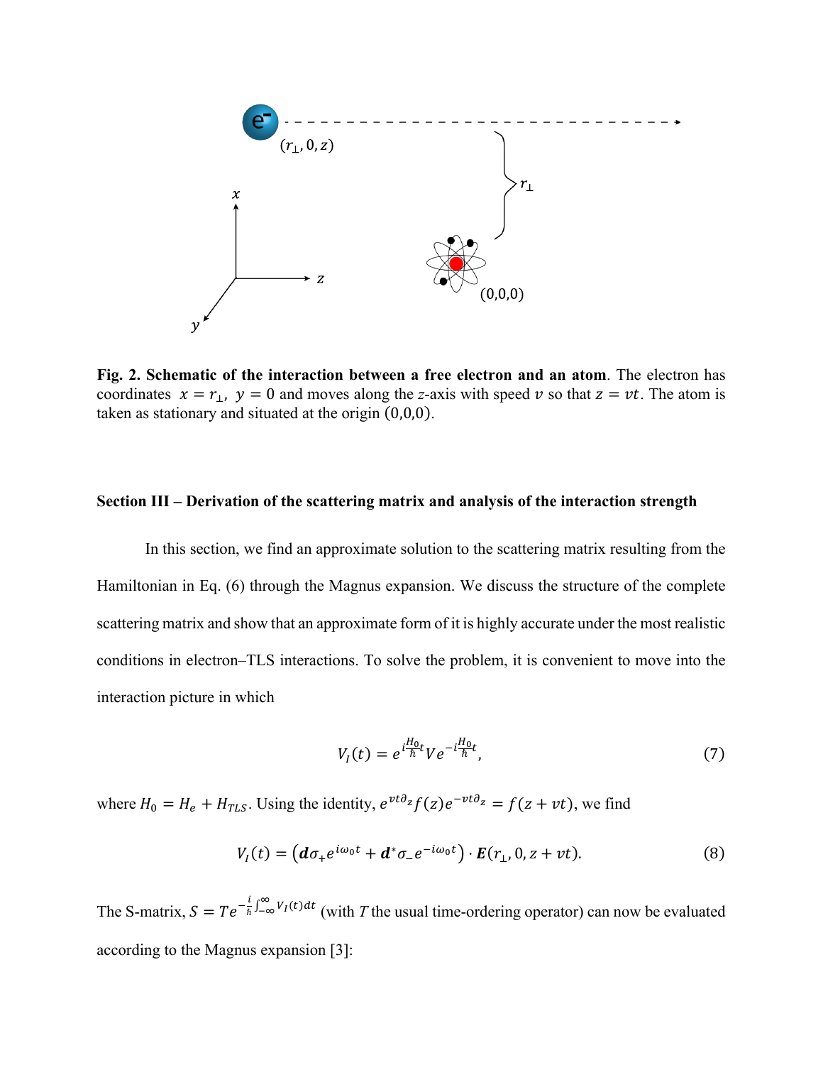**Fig. 2. Schematic of the interaction between a free electron and an atom**. The electron has coordinates $x = r_\perp$, $y = 0$ and moves along the $z$-axis with speed $v$ so that $z = vt$. The atom is taken as stationary and situated at the origin $(0,0,0)$.

**Section III – Derivation of the scattering matrix and analysis of the interaction strength**

In this section, we find an approximate solution to the scattering matrix resulting from the Hamiltonian in Eq. (6) through the Magnus expansion. We discuss the structure of the complete scattering matrix and show that an approximate form of it is highly accurate under the most realistic conditions in electron–TLS interactions. To solve the problem, it is convenient to move into the interaction picture in which

$$V_I(t) = e^{i\frac{H_0}{\hbar}t} V e^{-i\frac{H_0}{\hbar}t}, \tag{7}$$

where $H_0 = H_e + H_{TLS}$. Using the identity, $e^{vt\partial_z} f(z) e^{-vt\partial_z} = f(z + vt)$, we find

$$V_I(t) = \left(\boldsymbol{d}\sigma_+ e^{i\omega_0 t} + \boldsymbol{d}^*\sigma_- e^{-i\omega_0 t}\right) \cdot \boldsymbol{E}(r_\perp, 0, z + vt). \tag{8}$$

The S-matrix, $S = Te^{-\frac{i}{\hbar}\int_{-\infty}^{\infty} V_I(t)dt}$ (with $T$ the usual time-ordering operator) can now be evaluated according to the Magnus expansion [3]: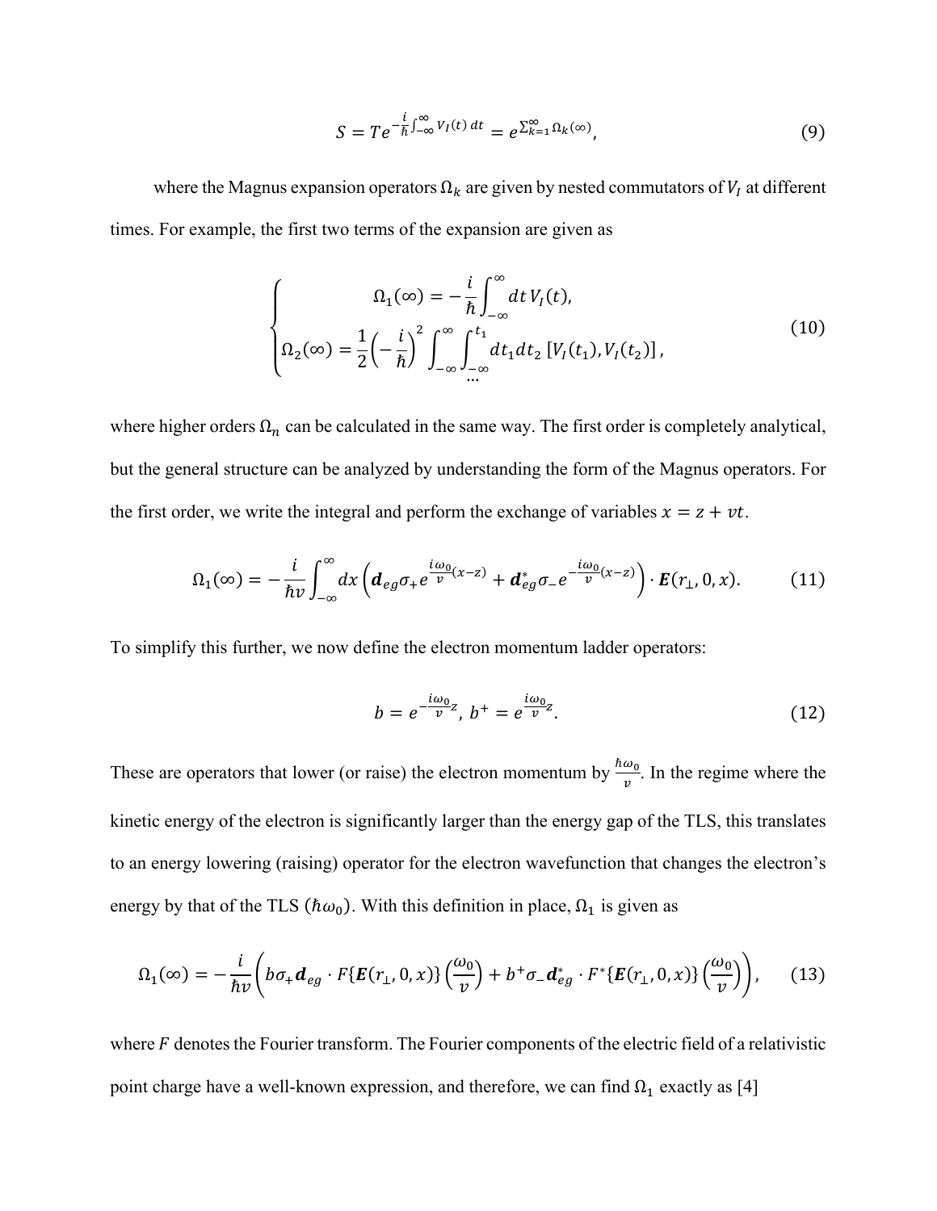$$S = Te^{-\frac{i}{\hbar}\int_{-\infty}^{\infty} V_I(t)\, dt} = e^{\sum_{k=1}^{\infty} \Omega_k(\infty)}, \tag{9}$$

where the Magnus expansion operators $\Omega_k$ are given by nested commutators of $V_I$ at different times. For example, the first two terms of the expansion are given as

$$\begin{cases} \Omega_1(\infty) = -\frac{i}{\hbar}\int_{-\infty}^{\infty} dt\, V_I(t), \\ \Omega_2(\infty) = \frac{1}{2}\left(-\frac{i}{\hbar}\right)^2 \int_{-\infty}^{\infty}\int_{-\infty}^{t_1} dt_1 dt_2\, [V_I(t_1), V_I(t_2)], \\ \quad \cdots \end{cases} \tag{10}$$

where higher orders $\Omega_n$ can be calculated in the same way. The first order is completely analytical, but the general structure can be analyzed by understanding the form of the Magnus operators. For the first order, we write the integral and perform the exchange of variables $x = z + vt$.

$$\Omega_1(\infty) = -\frac{i}{\hbar v}\int_{-\infty}^{\infty} dx \left(\boldsymbol{d}_{eg}\sigma_+ e^{\frac{i\omega_0}{v}(x-z)} + \boldsymbol{d}_{eg}^* \sigma_- e^{-\frac{i\omega_0}{v}(x-z)}\right) \cdot \boldsymbol{E}(r_\perp, 0, x). \tag{11}$$

To simplify this further, we now define the electron momentum ladder operators:

$$b = e^{-\frac{i\omega_0}{v}z},\ b^+ = e^{\frac{i\omega_0}{v}z}. \tag{12}$$

These are operators that lower (or raise) the electron momentum by $\frac{\hbar\omega_0}{v}$. In the regime where the kinetic energy of the electron is significantly larger than the energy gap of the TLS, this translates to an energy lowering (raising) operator for the electron wavefunction that changes the electron's energy by that of the TLS ($\hbar\omega_0$). With this definition in place, $\Omega_1$ is given as

$$\Omega_1(\infty) = -\frac{i}{\hbar v}\left(b\sigma_+ \boldsymbol{d}_{eg} \cdot F\{\boldsymbol{E}(r_\perp, 0, x)\}\left(\frac{\omega_0}{v}\right) + b^+\sigma_- \boldsymbol{d}_{eg}^* \cdot F^*\{\boldsymbol{E}(r_\perp, 0, x)\}\left(\frac{\omega_0}{v}\right)\right), \tag{13}$$

where $F$ denotes the Fourier transform. The Fourier components of the electric field of a relativistic point charge have a well-known expression, and therefore, we can find $\Omega_1$ exactly as [4]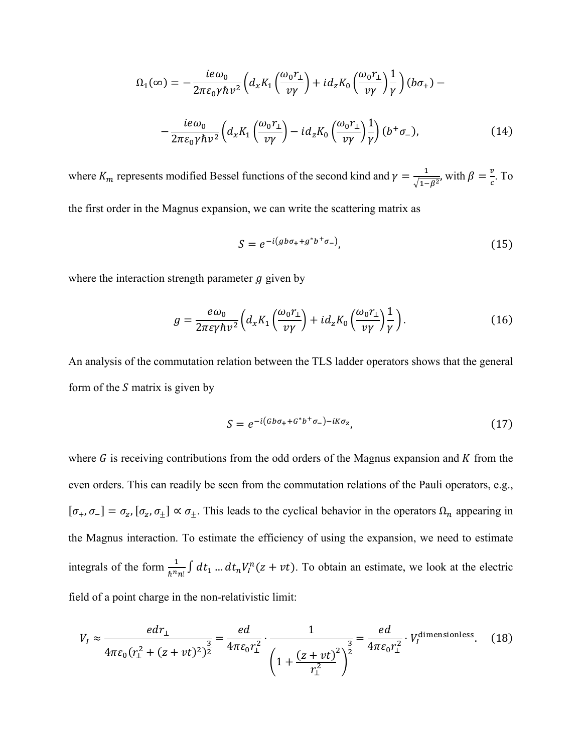$$
\Omega_1(\infty) = -\frac{ie\omega_0}{2\pi\varepsilon_0\gamma\hbar v^2}\left(d_x K_1\left(\frac{\omega_0 r_\perp}{v\gamma}\right) + i d_z K_0\left(\frac{\omega_0 r_\perp}{v\gamma}\right)\frac{1}{\gamma}\right)(b\sigma_+) -
$$

$$
-\frac{ie\omega_0}{2\pi\varepsilon_0\gamma\hbar v^2}\left(d_x K_1\left(\frac{\omega_0 r_\perp}{v\gamma}\right) - i d_z K_0\left(\frac{\omega_0 r_\perp}{v\gamma}\right)\frac{1}{\gamma}\right)(b^+\sigma_-), \tag{14}
$$

where $K_m$ represents modified Bessel functions of the second kind and $\gamma = \frac{1}{\sqrt{1-\beta^2}}$, with $\beta = \frac{v}{c}$. To the first order in the Magnus expansion, we can write the scattering matrix as

$$
S = e^{-i\left(gb\sigma_+ + g^* b^+ \sigma_-\right)}, \tag{15}
$$

where the interaction strength parameter $g$ given by

$$
g = \frac{e\omega_0}{2\pi\varepsilon\gamma\hbar v^2}\left(d_x K_1\left(\frac{\omega_0 r_\perp}{v\gamma}\right) + i d_z K_0\left(\frac{\omega_0 r_\perp}{v\gamma}\right)\frac{1}{\gamma}\right). \tag{16}
$$

An analysis of the commutation relation between the TLS ladder operators shows that the general form of the $S$ matrix is given by

$$
S = e^{-i\left(Gb\sigma_+ + G^* b^+ \sigma_-\right) - iK\sigma_z}, \tag{17}
$$

where $G$ is receiving contributions from the odd orders of the Magnus expansion and $K$ from the even orders. This can readily be seen from the commutation relations of the Pauli operators, e.g., $[\sigma_+, \sigma_-] = \sigma_z, [\sigma_z, \sigma_\pm] \propto \sigma_\pm$. This leads to the cyclical behavior in the operators $\Omega_n$ appearing in the Magnus interaction. To estimate the efficiency of using the expansion, we need to estimate integrals of the form $\frac{1}{\hbar^n n!}\int dt_1 \ldots dt_n V_I^n(z+vt)$. To obtain an estimate, we look at the electric field of a point charge in the non-relativistic limit:

$$
V_I \approx \frac{edr_\perp}{4\pi\varepsilon_0\left(r_\perp^2 + (z+vt)^2\right)^{\frac{3}{2}}} = \frac{ed}{4\pi\varepsilon_0 r_\perp^2} \cdot \frac{1}{\left(1 + \frac{(z+vt)^2}{r_\perp^2}\right)^{\frac{3}{2}}} = \frac{ed}{4\pi\varepsilon_0 r_\perp^2} \cdot V_I^{\text{dimensionless}}. \tag{18}
$$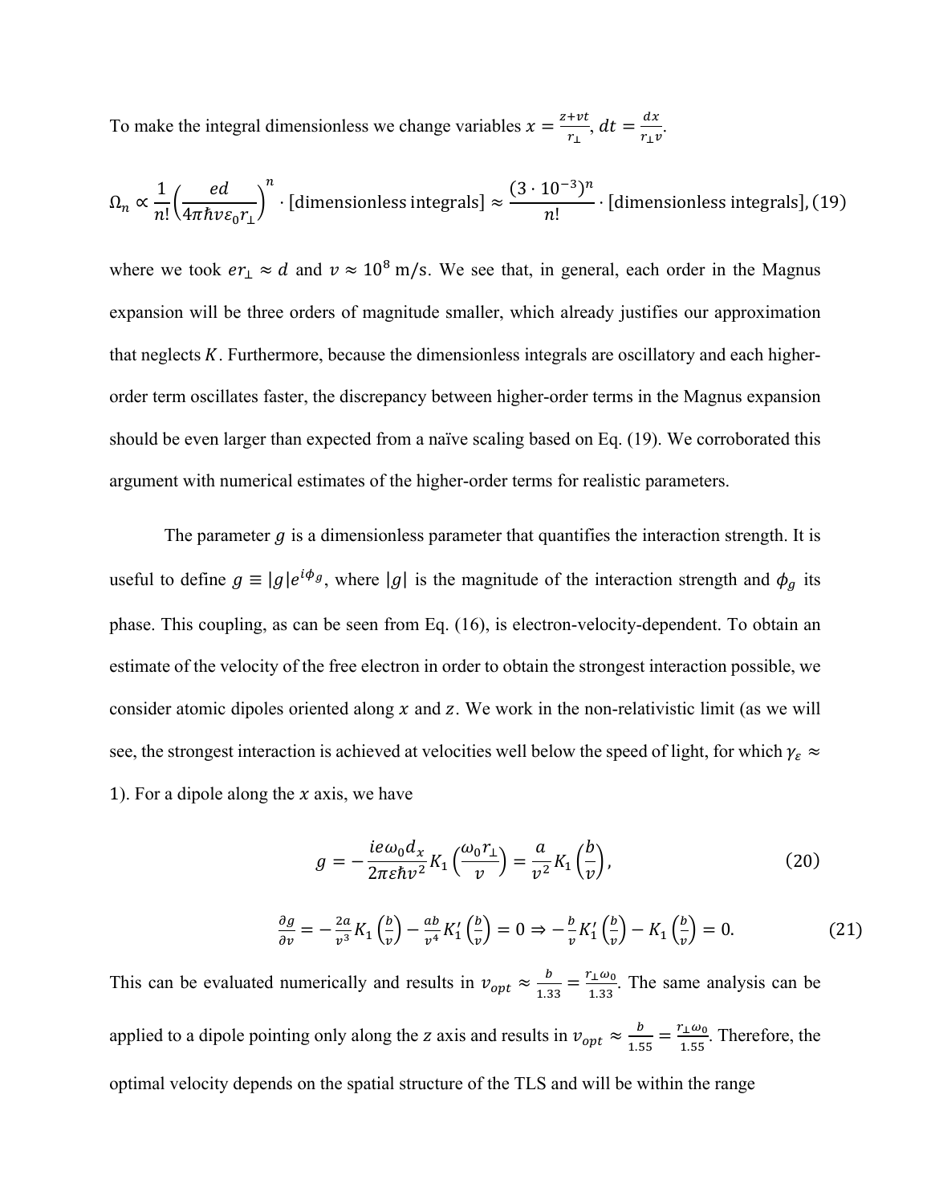To make the integral dimensionless we change variables $x = \frac{z+vt}{r_\perp}$, $dt = \frac{dx}{r_\perp v}$.

$$\Omega_n \propto \frac{1}{n!}\left(\frac{ed}{4\pi\hbar v\varepsilon_0 r_\perp}\right)^n \cdot [\text{dimensionless integrals}] \approx \frac{(3\cdot 10^{-3})^n}{n!} \cdot [\text{dimensionless integrals}], \quad (19)$$

where we took $er_\perp \approx d$ and $v \approx 10^8$ m/s. We see that, in general, each order in the Magnus expansion will be three orders of magnitude smaller, which already justifies our approximation that neglects $K$. Furthermore, because the dimensionless integrals are oscillatory and each higher-order term oscillates faster, the discrepancy between higher-order terms in the Magnus expansion should be even larger than expected from a naïve scaling based on Eq. (19). We corroborated this argument with numerical estimates of the higher-order terms for realistic parameters.

The parameter $g$ is a dimensionless parameter that quantifies the interaction strength. It is useful to define $g \equiv |g|e^{i\phi_g}$, where $|g|$ is the magnitude of the interaction strength and $\phi_g$ its phase. This coupling, as can be seen from Eq. (16), is electron-velocity-dependent. To obtain an estimate of the velocity of the free electron in order to obtain the strongest interaction possible, we consider atomic dipoles oriented along $x$ and $z$. We work in the non-relativistic limit (as we will see, the strongest interaction is achieved at velocities well below the speed of light, for which $\gamma_\varepsilon \approx 1$). For a dipole along the $x$ axis, we have

$$g = -\frac{ie\omega_0 d_x}{2\pi\varepsilon\hbar v^2} K_1\left(\frac{\omega_0 r_\perp}{v}\right) = \frac{a}{v^2} K_1\left(\frac{b}{v}\right), \quad (20)$$

$$\frac{\partial g}{\partial v} = -\frac{2a}{v^3} K_1\left(\frac{b}{v}\right) - \frac{ab}{v^4} K_1'\left(\frac{b}{v}\right) = 0 \Rightarrow -\frac{b}{v} K_1'\left(\frac{b}{v}\right) - K_1\left(\frac{b}{v}\right) = 0. \quad (21)$$

This can be evaluated numerically and results in $v_{opt} \approx \frac{b}{1.33} = \frac{r_\perp \omega_0}{1.33}$. The same analysis can be applied to a dipole pointing only along the $z$ axis and results in $v_{opt} \approx \frac{b}{1.55} = \frac{r_\perp \omega_0}{1.55}$. Therefore, the optimal velocity depends on the spatial structure of the TLS and will be within the range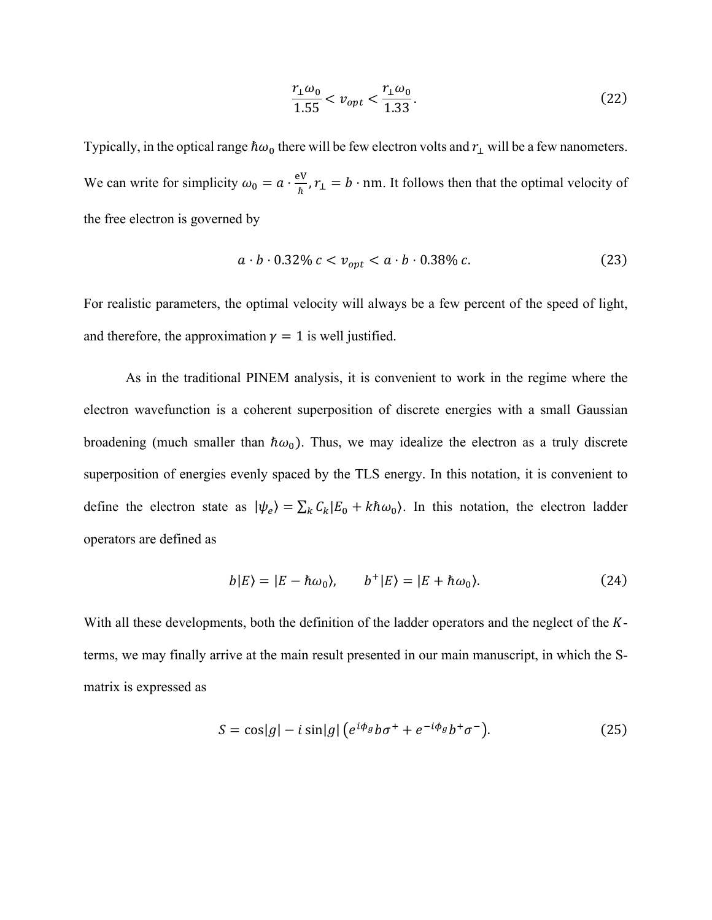$$\frac{r_\perp \omega_0}{1.55} < v_{opt} < \frac{r_\perp \omega_0}{1.33}. \tag{22}$$

Typically, in the optical range $\hbar\omega_0$ there will be few electron volts and $r_\perp$ will be a few nanometers. We can write for simplicity $\omega_0 = a \cdot \frac{\text{eV}}{\hbar}, r_\perp = b \cdot \text{nm}$. It follows then that the optimal velocity of the free electron is governed by

$$a \cdot b \cdot 0.32\%\, c < v_{opt} < a \cdot b \cdot 0.38\%\, c. \tag{23}$$

For realistic parameters, the optimal velocity will always be a few percent of the speed of light, and therefore, the approximation $\gamma = 1$ is well justified.

As in the traditional PINEM analysis, it is convenient to work in the regime where the electron wavefunction is a coherent superposition of discrete energies with a small Gaussian broadening (much smaller than $\hbar\omega_0$). Thus, we may idealize the electron as a truly discrete superposition of energies evenly spaced by the TLS energy. In this notation, it is convenient to define the electron state as $|\psi_e\rangle = \sum_k C_k |E_0 + k\hbar\omega_0\rangle$. In this notation, the electron ladder operators are defined as

$$b|E\rangle = |E - \hbar\omega_0\rangle, \qquad b^{+}|E\rangle = |E + \hbar\omega_0\rangle. \tag{24}$$

With all these developments, both the definition of the ladder operators and the neglect of the $K$-terms, we may finally arrive at the main result presented in our main manuscript, in which the S-matrix is expressed as

$$S = \cos|g| - i\sin|g| \left(e^{i\phi_g} b\sigma^{+} + e^{-i\phi_g} b^{+}\sigma^{-}\right). \tag{25}$$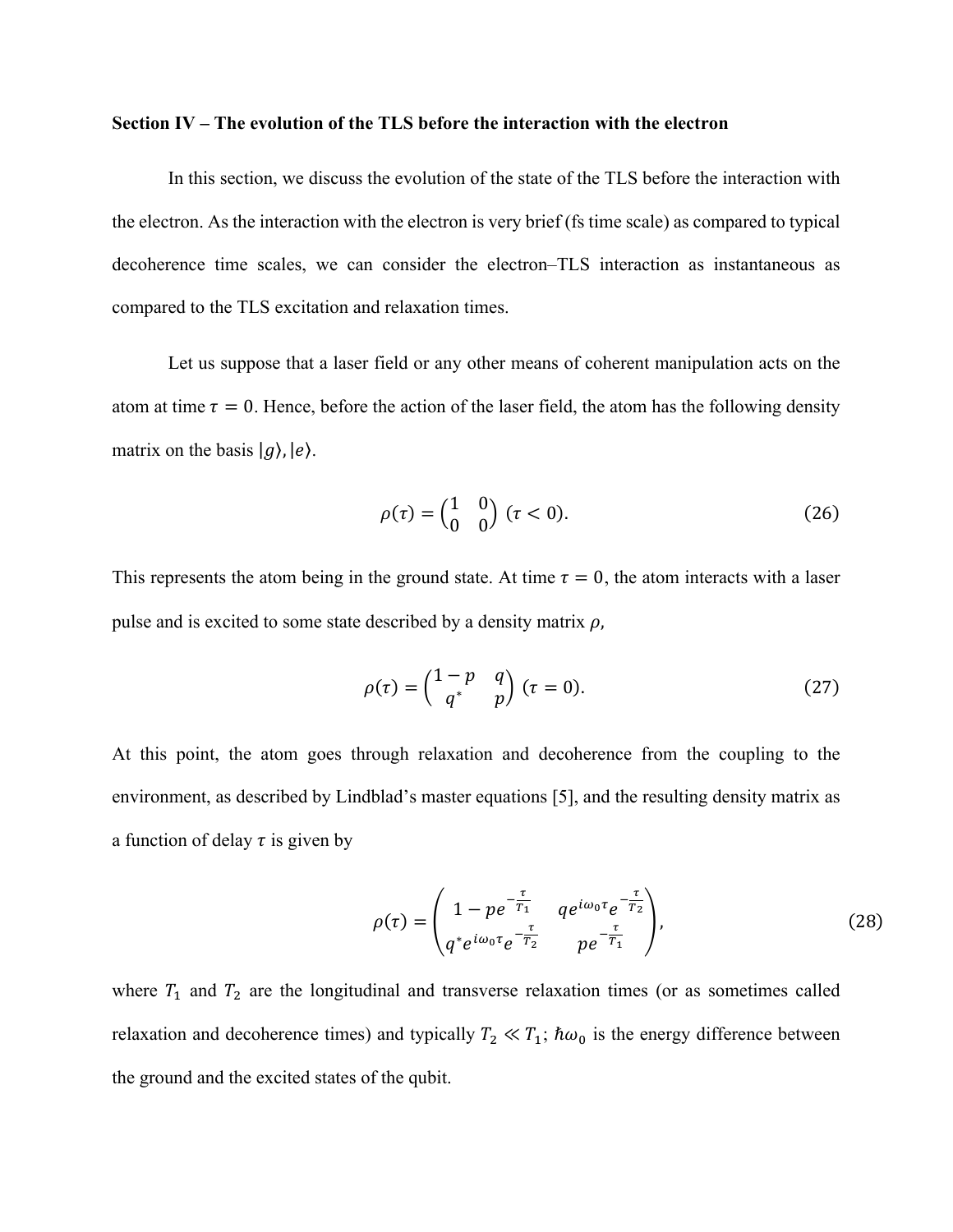**Section IV – The evolution of the TLS before the interaction with the electron**

In this section, we discuss the evolution of the state of the TLS before the interaction with the electron. As the interaction with the electron is very brief (fs time scale) as compared to typical decoherence time scales, we can consider the electron–TLS interaction as instantaneous as compared to the TLS excitation and relaxation times.

Let us suppose that a laser field or any other means of coherent manipulation acts on the atom at time $\tau = 0$. Hence, before the action of the laser field, the atom has the following density matrix on the basis $|g\rangle, |e\rangle$.

$$\rho(\tau) = \begin{pmatrix} 1 & 0 \\ 0 & 0 \end{pmatrix} \ (\tau < 0). \tag{26}$$

This represents the atom being in the ground state. At time $\tau = 0$, the atom interacts with a laser pulse and is excited to some state described by a density matrix $\rho$,

$$\rho(\tau) = \begin{pmatrix} 1-p & q \\ q^* & p \end{pmatrix} \ (\tau = 0). \tag{27}$$

At this point, the atom goes through relaxation and decoherence from the coupling to the environment, as described by Lindblad's master equations [5], and the resulting density matrix as a function of delay $\tau$ is given by

$$\rho(\tau) = \begin{pmatrix} 1 - pe^{-\frac{\tau}{T_1}} & qe^{i\omega_0\tau}e^{-\frac{\tau}{T_2}} \\ q^* e^{i\omega_0\tau}e^{-\frac{\tau}{T_2}} & pe^{-\frac{\tau}{T_1}} \end{pmatrix}, \tag{28}$$

where $T_1$ and $T_2$ are the longitudinal and transverse relaxation times (or as sometimes called relaxation and decoherence times) and typically $T_2 \ll T_1$; $\hbar\omega_0$ is the energy difference between the ground and the excited states of the qubit.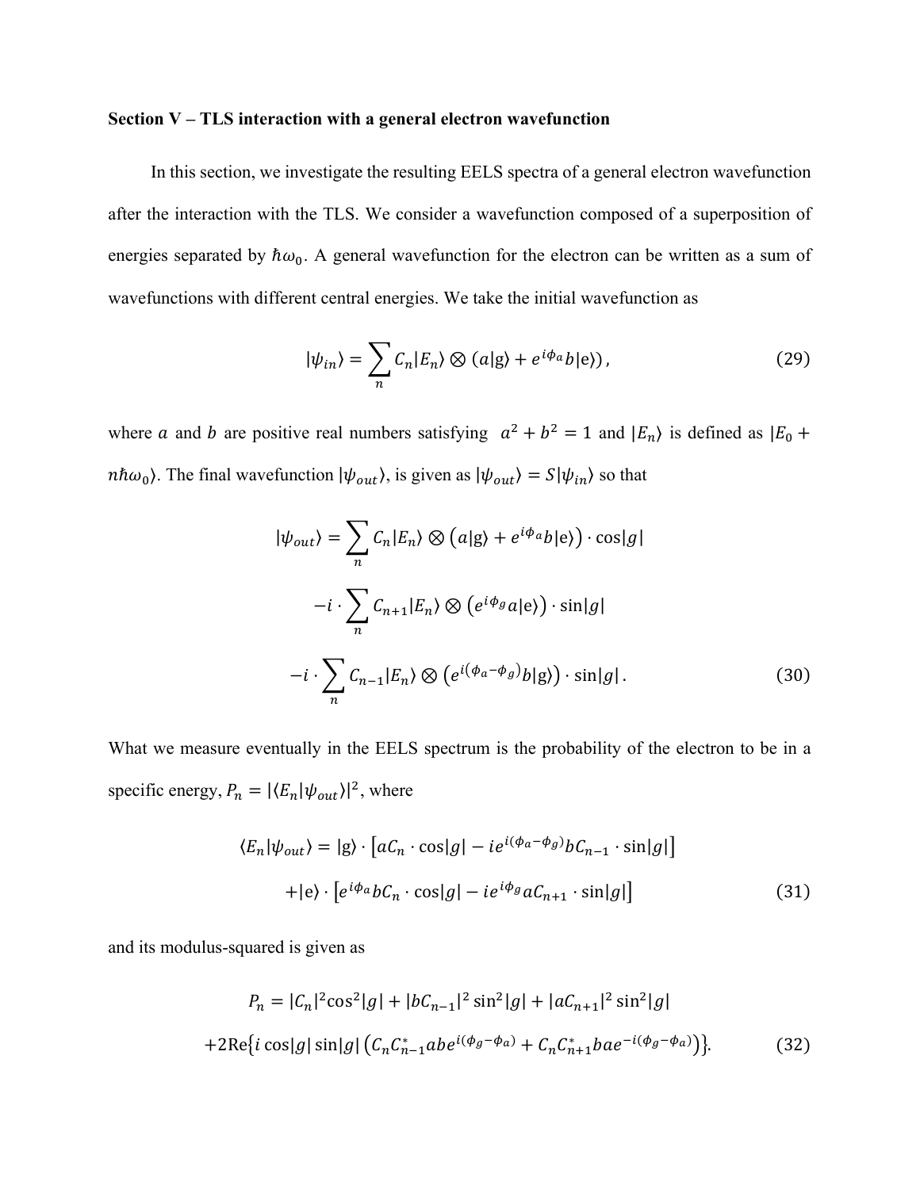**Section V – TLS interaction with a general electron wavefunction**

In this section, we investigate the resulting EELS spectra of a general electron wavefunction after the interaction with the TLS. We consider a wavefunction composed of a superposition of energies separated by $\hbar\omega_0$. A general wavefunction for the electron can be written as a sum of wavefunctions with different central energies. We take the initial wavefunction as

$$|\psi_{in}\rangle = \sum_n C_n |E_n\rangle \otimes \left(a|\mathrm{g}\rangle + e^{i\phi_a} b|\mathrm{e}\rangle\right), \tag{29}$$

where $a$ and $b$ are positive real numbers satisfying $a^2 + b^2 = 1$ and $|E_n\rangle$ is defined as $|E_0 + n\hbar\omega_0\rangle$. The final wavefunction $|\psi_{out}\rangle$, is given as $|\psi_{out}\rangle = S|\psi_{in}\rangle$ so that

$$\begin{aligned}
|\psi_{out}\rangle = &\sum_n C_n |E_n\rangle \otimes \left(a|\mathrm{g}\rangle + e^{i\phi_a} b|\mathrm{e}\rangle\right) \cdot \cos|g| \\
&- i \cdot \sum_n C_{n+1} |E_n\rangle \otimes \left(e^{i\phi_g} a|\mathrm{e}\rangle\right) \cdot \sin|g| \\
&- i \cdot \sum_n C_{n-1} |E_n\rangle \otimes \left(e^{i(\phi_a - \phi_g)} b|\mathrm{g}\rangle\right) \cdot \sin|g| \,.
\end{aligned} \tag{30}$$

What we measure eventually in the EELS spectrum is the probability of the electron to be in a specific energy, $P_n = |\langle E_n|\psi_{out}\rangle|^2$, where

$$\begin{aligned}
\langle E_n|\psi_{out}\rangle = &|\mathrm{g}\rangle \cdot \left[a C_n \cdot \cos|g| - i e^{i(\phi_a - \phi_g)} b C_{n-1} \cdot \sin|g|\right] \\
&+ |\mathrm{e}\rangle \cdot \left[e^{i\phi_a} b C_n \cdot \cos|g| - i e^{i\phi_g} a C_{n+1} \cdot \sin|g|\right]
\end{aligned} \tag{31}$$

and its modulus-squared is given as

$$\begin{aligned}
P_n = &|C_n|^2 \cos^2|g| + |b C_{n-1}|^2 \sin^2|g| + |a C_{n+1}|^2 \sin^2|g| \\
&+ 2\mathrm{Re}\left\{ i \cos|g| \sin|g| \left( C_n C_{n-1}^* ab e^{i(\phi_g - \phi_a)} + C_n C_{n+1}^* ba e^{-i(\phi_g - \phi_a)} \right) \right\}.
\end{aligned} \tag{32}$$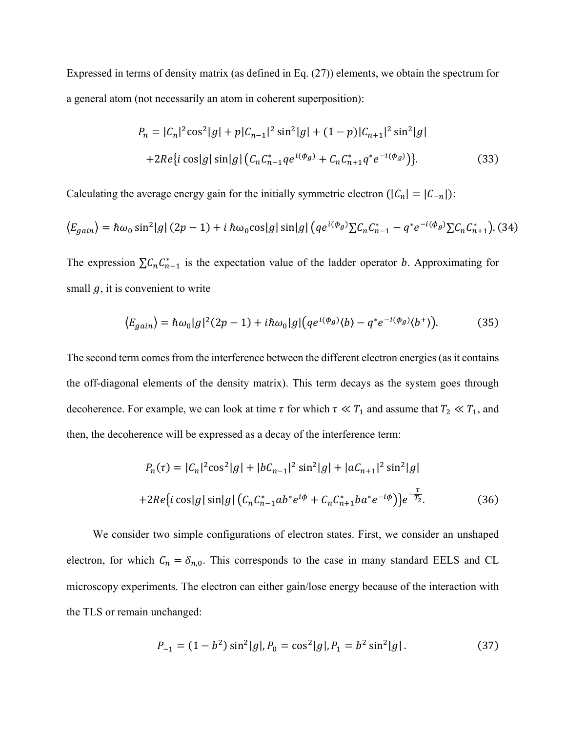Expressed in terms of density matrix (as defined in Eq. (27)) elements, we obtain the spectrum for a general atom (not necessarily an atom in coherent superposition):

$$P_n = |C_n|^2 \cos^2|g| + p|C_{n-1}|^2 \sin^2|g| + (1-p)|C_{n+1}|^2 \sin^2|g|$$
$$+2Re\{i \cos|g| \sin|g| \left(C_n C_{n-1}^* q e^{i(\phi_g)} + C_n C_{n+1}^* q^* e^{-i(\phi_g)}\right)\}. \quad (33)$$

Calculating the average energy gain for the initially symmetric electron ($|C_n| = |C_{-n}|$):

$$\langle E_{gain}\rangle = \hbar\omega_0 \sin^2|g| \,(2p-1) + i\,\hbar\omega_0 \cos|g| \sin|g| \left(q e^{i(\phi_g)} \sum C_n C_{n-1}^* - q^* e^{-i(\phi_g)} \sum C_n C_{n+1}^*\right). \quad (34)$$

The expression $\sum C_n C_{n-1}^*$ is the expectation value of the ladder operator $b$. Approximating for small $g$, it is convenient to write

$$\langle E_{gain}\rangle = \hbar\omega_0 |g|^2 (2p-1) + i\hbar\omega_0 |g| \left(q e^{i(\phi_g)} \langle b\rangle - q^* e^{-i(\phi_g)} \langle b^{+}\rangle\right). \quad (35)$$

The second term comes from the interference between the different electron energies (as it contains the off-diagonal elements of the density matrix). This term decays as the system goes through decoherence. For example, we can look at time $\tau$ for which $\tau \ll T_1$ and assume that $T_2 \ll T_1$, and then, the decoherence will be expressed as a decay of the interference term:

$$P_n(\tau) = |C_n|^2 \cos^2|g| + |bC_{n-1}|^2 \sin^2|g| + |aC_{n+1}|^2 \sin^2|g|$$
$$+2Re\{i \cos|g| \sin|g| \left(C_n C_{n-1}^* a b^* e^{i\phi} + C_n C_{n+1}^* b a^* e^{-i\phi}\right)\} e^{-\frac{\tau}{T_2}}. \quad (36)$$

We consider two simple configurations of electron states. First, we consider an unshaped electron, for which $C_n = \delta_{n,0}$. This corresponds to the case in many standard EELS and CL microscopy experiments. The electron can either gain/lose energy because of the interaction with the TLS or remain unchanged:

$$P_{-1} = (1-b^2) \sin^2|g|, P_0 = \cos^2|g|, P_1 = b^2 \sin^2|g|. \quad (37)$$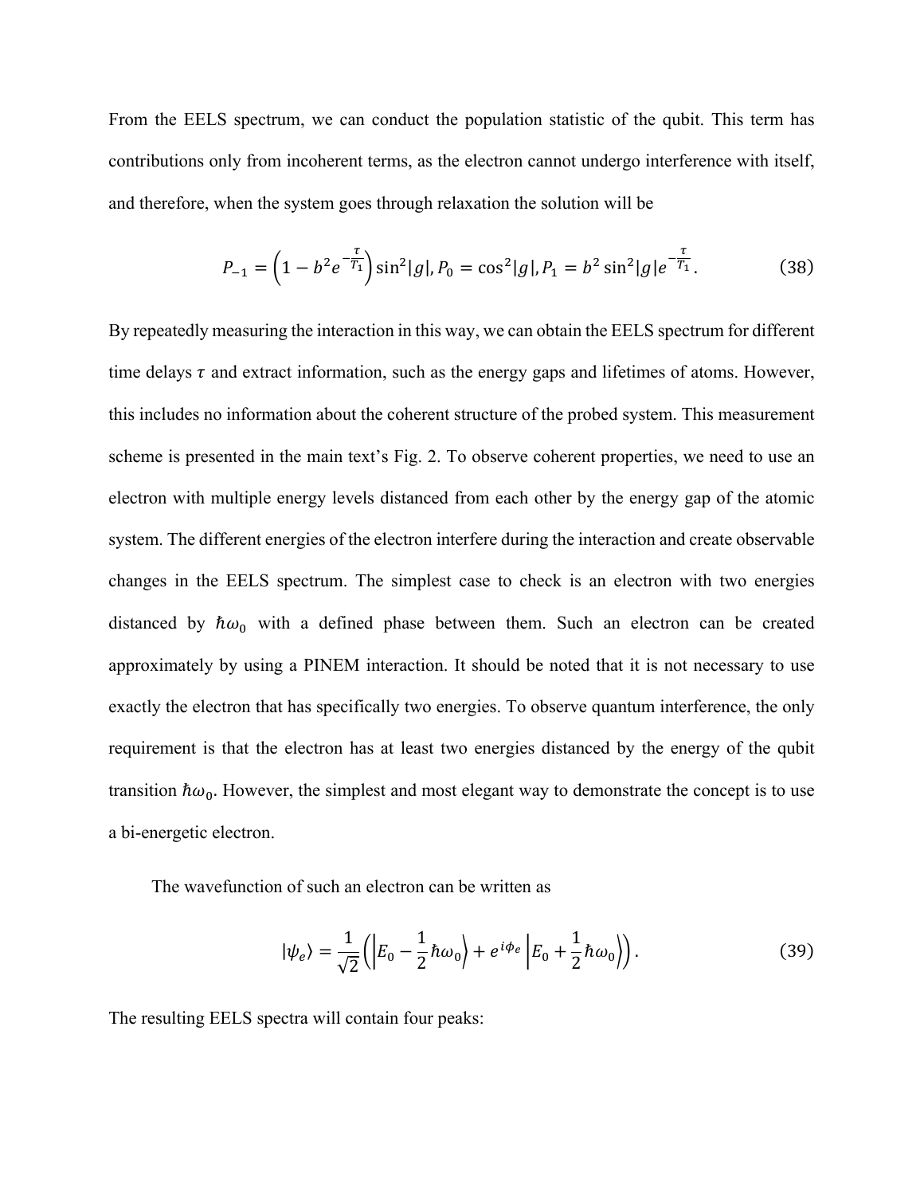From the EELS spectrum, we can conduct the population statistic of the qubit. This term has contributions only from incoherent terms, as the electron cannot undergo interference with itself, and therefore, when the system goes through relaxation the solution will be

$$P_{-1} = \left(1 - b^2 e^{-\frac{\tau}{T_1}}\right) \sin^2|g|, P_0 = \cos^2|g|, P_1 = b^2 \sin^2|g| e^{-\frac{\tau}{T_1}}. \tag{38}$$

By repeatedly measuring the interaction in this way, we can obtain the EELS spectrum for different time delays $\tau$ and extract information, such as the energy gaps and lifetimes of atoms. However, this includes no information about the coherent structure of the probed system. This measurement scheme is presented in the main text's Fig. 2. To observe coherent properties, we need to use an electron with multiple energy levels distanced from each other by the energy gap of the atomic system. The different energies of the electron interfere during the interaction and create observable changes in the EELS spectrum. The simplest case to check is an electron with two energies distanced by $\hbar\omega_0$ with a defined phase between them. Such an electron can be created approximately by using a PINEM interaction. It should be noted that it is not necessary to use exactly the electron that has specifically two energies. To observe quantum interference, the only requirement is that the electron has at least two energies distanced by the energy of the qubit transition $\hbar\omega_0$. However, the simplest and most elegant way to demonstrate the concept is to use a bi-energetic electron.

The wavefunction of such an electron can be written as

$$|\psi_e\rangle = \frac{1}{\sqrt{2}}\left(\left|E_0 - \frac{1}{2}\hbar\omega_0\right\rangle + e^{i\phi_e}\left|E_0 + \frac{1}{2}\hbar\omega_0\right\rangle\right). \tag{39}$$

The resulting EELS spectra will contain four peaks: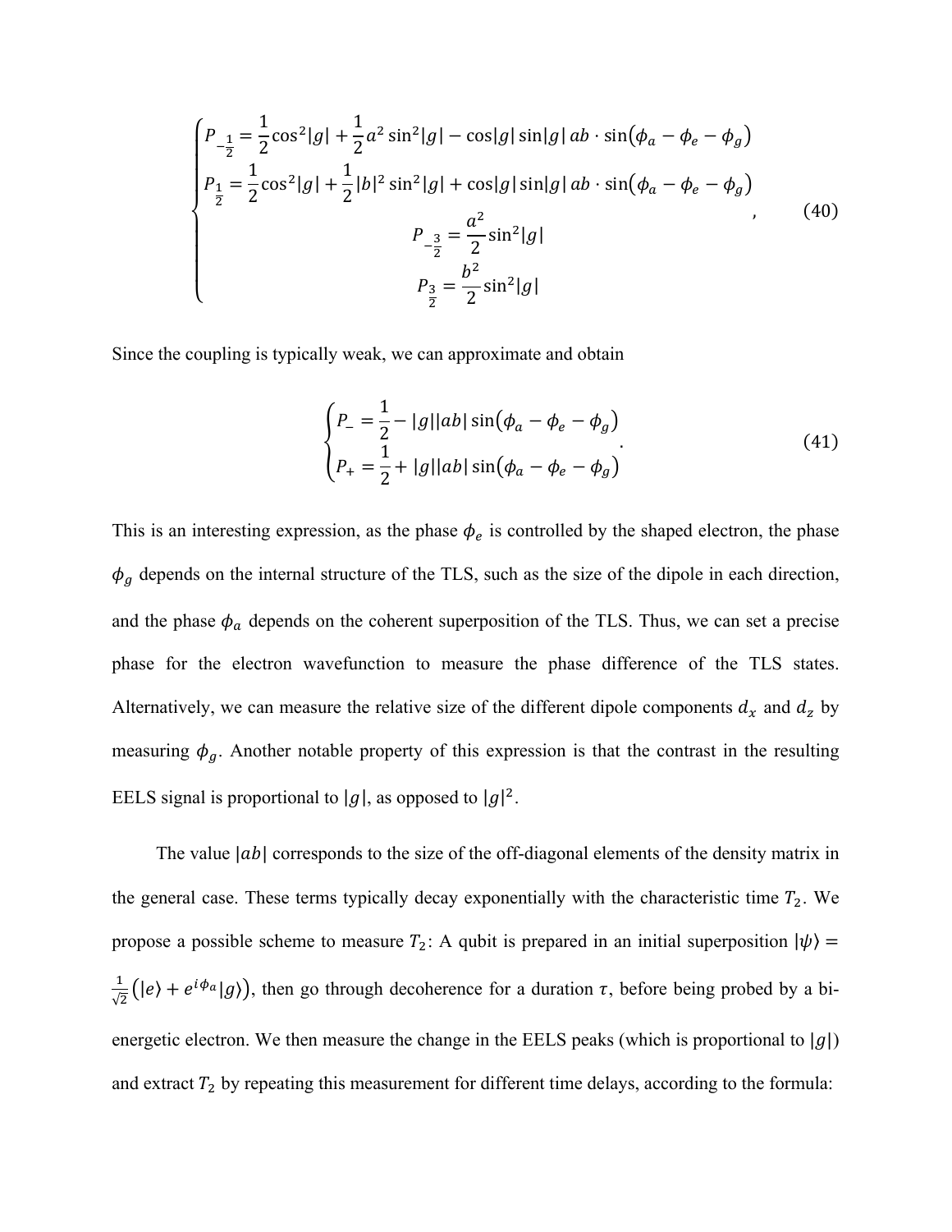$$
\begin{cases}
P_{-\frac{1}{2}} = \frac{1}{2}\cos^2|g| + \frac{1}{2}a^2\sin^2|g| - \cos|g|\sin|g|\, ab \cdot \sin(\phi_a - \phi_e - \phi_g) \\
P_{\frac{1}{2}} = \frac{1}{2}\cos^2|g| + \frac{1}{2}|b|^2\sin^2|g| + \cos|g|\sin|g|\, ab \cdot \sin(\phi_a - \phi_e - \phi_g) \\
P_{-\frac{3}{2}} = \frac{a^2}{2}\sin^2|g| \\
P_{\frac{3}{2}} = \frac{b^2}{2}\sin^2|g|
\end{cases}, \tag{40}
$$

Since the coupling is typically weak, we can approximate and obtain

$$
\begin{cases}
P_{-} = \frac{1}{2} - |g||ab|\sin(\phi_a - \phi_e - \phi_g) \\
P_{+} = \frac{1}{2} + |g||ab|\sin(\phi_a - \phi_e - \phi_g)
\end{cases}. \tag{41}
$$

This is an interesting expression, as the phase $\phi_e$ is controlled by the shaped electron, the phase $\phi_g$ depends on the internal structure of the TLS, such as the size of the dipole in each direction, and the phase $\phi_a$ depends on the coherent superposition of the TLS. Thus, we can set a precise phase for the electron wavefunction to measure the phase difference of the TLS states. Alternatively, we can measure the relative size of the different dipole components $d_x$ and $d_z$ by measuring $\phi_g$. Another notable property of this expression is that the contrast in the resulting EELS signal is proportional to $|g|$, as opposed to $|g|^2$.

The value $|ab|$ corresponds to the size of the off-diagonal elements of the density matrix in the general case. These terms typically decay exponentially with the characteristic time $T_2$. We propose a possible scheme to measure $T_2$: A qubit is prepared in an initial superposition $|\psi\rangle = \frac{1}{\sqrt{2}}\left(|e\rangle + e^{i\phi_a}|g\rangle\right)$, then go through decoherence for a duration $\tau$, before being probed by a bi-energetic electron. We then measure the change in the EELS peaks (which is proportional to $|g|$) and extract $T_2$ by repeating this measurement for different time delays, according to the formula: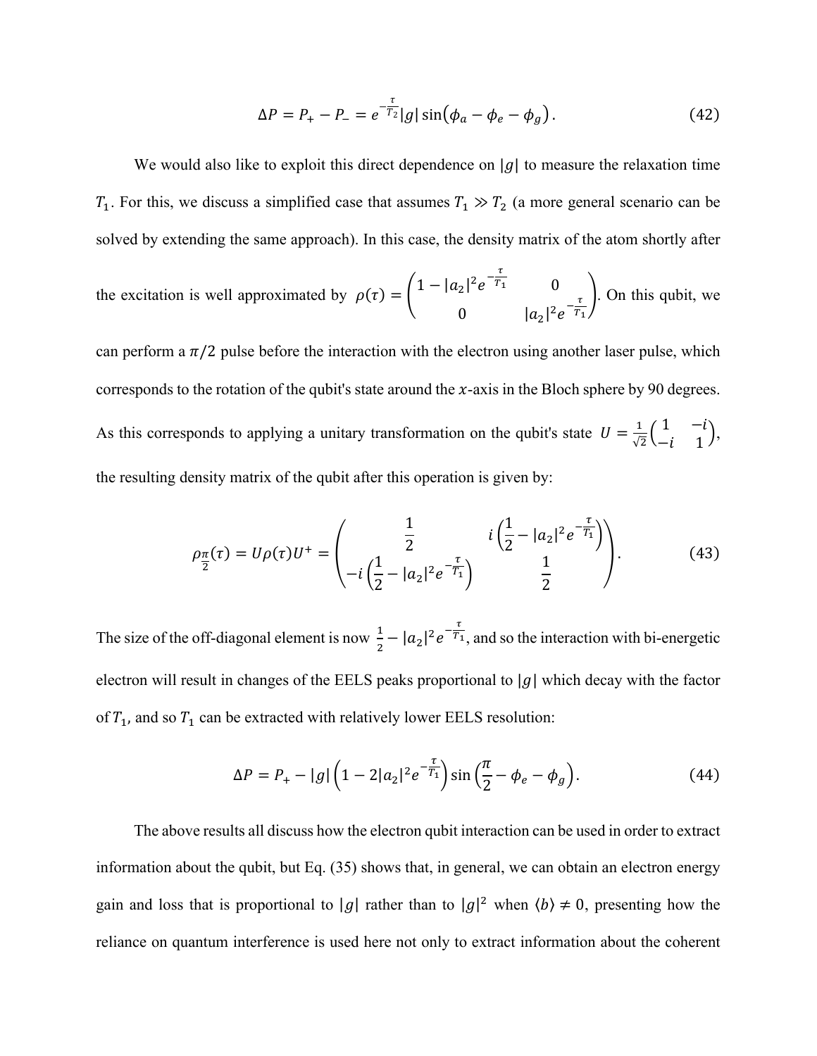$$\Delta P = P_+ - P_- = e^{-\frac{\tau}{T_2}}|g|\sin(\phi_a - \phi_e - \phi_g). \tag{42}$$

We would also like to exploit this direct dependence on $|g|$ to measure the relaxation time $T_1$. For this, we discuss a simplified case that assumes $T_1 \gg T_2$ (a more general scenario can be solved by extending the same approach). In this case, the density matrix of the atom shortly after the excitation is well approximated by $\rho(\tau) = \begin{pmatrix} 1 - |a_2|^2 e^{-\frac{\tau}{T_1}} & 0 \\ 0 & |a_2|^2 e^{-\frac{\tau}{T_1}} \end{pmatrix}$. On this qubit, we can perform a $\pi/2$ pulse before the interaction with the electron using another laser pulse, which corresponds to the rotation of the qubit's state around the $x$-axis in the Bloch sphere by 90 degrees. As this corresponds to applying a unitary transformation on the qubit's state $U = \frac{1}{\sqrt{2}}\begin{pmatrix} 1 & -i \\ -i & 1 \end{pmatrix}$, the resulting density matrix of the qubit after this operation is given by:

$$\rho_{\frac{\pi}{2}}(\tau) = U\rho(\tau)U^{+} = \begin{pmatrix} \frac{1}{2} & i\left(\frac{1}{2} - |a_2|^2 e^{-\frac{\tau}{T_1}}\right) \\ -i\left(\frac{1}{2} - |a_2|^2 e^{-\frac{\tau}{T_1}}\right) & \frac{1}{2} \end{pmatrix}. \tag{43}$$

The size of the off-diagonal element is now $\frac{1}{2} - |a_2|^2 e^{-\frac{\tau}{T_1}}$, and so the interaction with bi-energetic electron will result in changes of the EELS peaks proportional to $|g|$ which decay with the factor of $T_1$, and so $T_1$ can be extracted with relatively lower EELS resolution:

$$\Delta P = P_+ - |g|\left(1 - 2|a_2|^2 e^{-\frac{\tau}{T_1}}\right)\sin\left(\frac{\pi}{2} - \phi_e - \phi_g\right). \tag{44}$$

The above results all discuss how the electron qubit interaction can be used in order to extract information about the qubit, but Eq. (35) shows that, in general, we can obtain an electron energy gain and loss that is proportional to $|g|$ rather than to $|g|^2$ when $\langle b \rangle \neq 0$, presenting how the reliance on quantum interference is used here not only to extract information about the coherent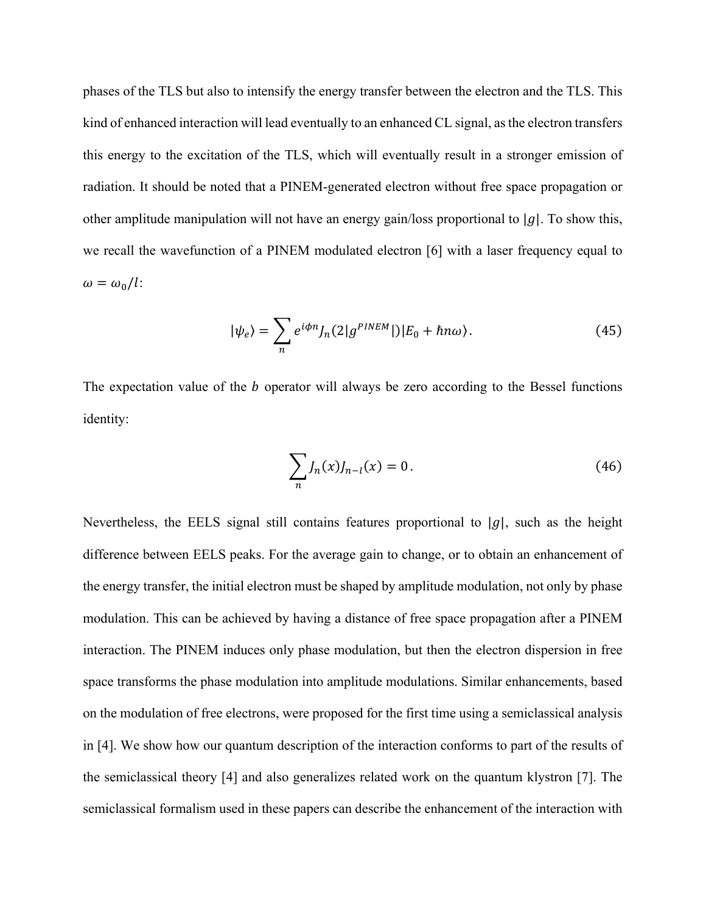phases of the TLS but also to intensify the energy transfer between the electron and the TLS. This kind of enhanced interaction will lead eventually to an enhanced CL signal, as the electron transfers this energy to the excitation of the TLS, which will eventually result in a stronger emission of radiation. It should be noted that a PINEM-generated electron without free space propagation or other amplitude manipulation will not have an energy gain/loss proportional to $|g|$. To show this, we recall the wavefunction of a PINEM modulated electron [6] with a laser frequency equal to $\omega = \omega_0/l$:

$$|\psi_e\rangle = \sum_n e^{i\phi n} J_n(2|g^{PINEM}|)|E_0 + \hbar n\omega\rangle. \tag{45}$$

The expectation value of the $b$ operator will always be zero according to the Bessel functions identity:

$$\sum_n J_n(x) J_{n-l}(x) = 0. \tag{46}$$

Nevertheless, the EELS signal still contains features proportional to $|g|$, such as the height difference between EELS peaks. For the average gain to change, or to obtain an enhancement of the energy transfer, the initial electron must be shaped by amplitude modulation, not only by phase modulation. This can be achieved by having a distance of free space propagation after a PINEM interaction. The PINEM induces only phase modulation, but then the electron dispersion in free space transforms the phase modulation into amplitude modulations. Similar enhancements, based on the modulation of free electrons, were proposed for the first time using a semiclassical analysis in [4]. We show how our quantum description of the interaction conforms to part of the results of the semiclassical theory [4] and also generalizes related work on the quantum klystron [7]. The semiclassical formalism used in these papers can describe the enhancement of the interaction with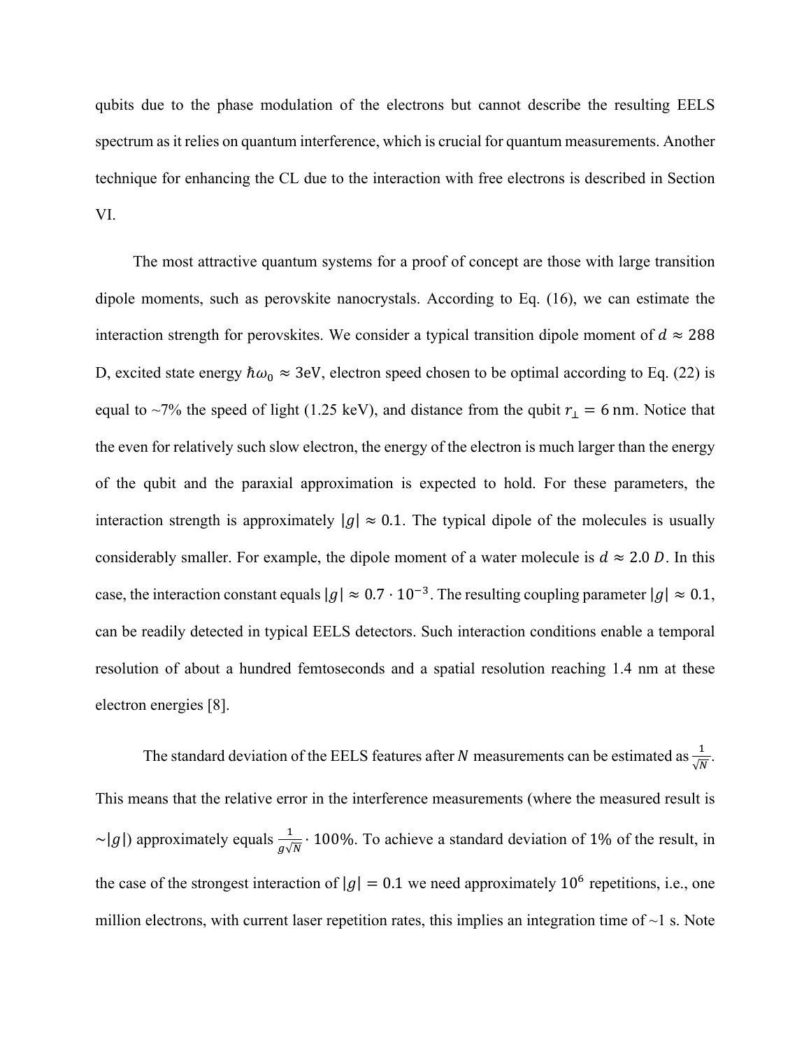qubits due to the phase modulation of the electrons but cannot describe the resulting EELS spectrum as it relies on quantum interference, which is crucial for quantum measurements. Another technique for enhancing the CL due to the interaction with free electrons is described in Section VI.

The most attractive quantum systems for a proof of concept are those with large transition dipole moments, such as perovskite nanocrystals. According to Eq. (16), we can estimate the interaction strength for perovskites. We consider a typical transition dipole moment of $d \approx 288$ D, excited state energy $\hbar\omega_0 \approx 3$eV, electron speed chosen to be optimal according to Eq. (22) is equal to ~7% the speed of light (1.25 keV), and distance from the qubit $r_\perp = 6$ nm. Notice that the even for relatively such slow electron, the energy of the electron is much larger than the energy of the qubit and the paraxial approximation is expected to hold. For these parameters, the interaction strength is approximately $|g| \approx 0.1$. The typical dipole of the molecules is usually considerably smaller. For example, the dipole moment of a water molecule is $d \approx 2.0\ D$. In this case, the interaction constant equals $|g| \approx 0.7 \cdot 10^{-3}$. The resulting coupling parameter $|g| \approx 0.1$, can be readily detected in typical EELS detectors. Such interaction conditions enable a temporal resolution of about a hundred femtoseconds and a spatial resolution reaching 1.4 nm at these electron energies [8].

The standard deviation of the EELS features after $N$ measurements can be estimated as $\frac{1}{\sqrt{N}}$. This means that the relative error in the interference measurements (where the measured result is $\sim|g|$) approximately equals $\frac{1}{g\sqrt{N}} \cdot 100\%$. To achieve a standard deviation of $1\%$ of the result, in the case of the strongest interaction of $|g| = 0.1$ we need approximately $10^6$ repetitions, i.e., one million electrons, with current laser repetition rates, this implies an integration time of ~1 s. Note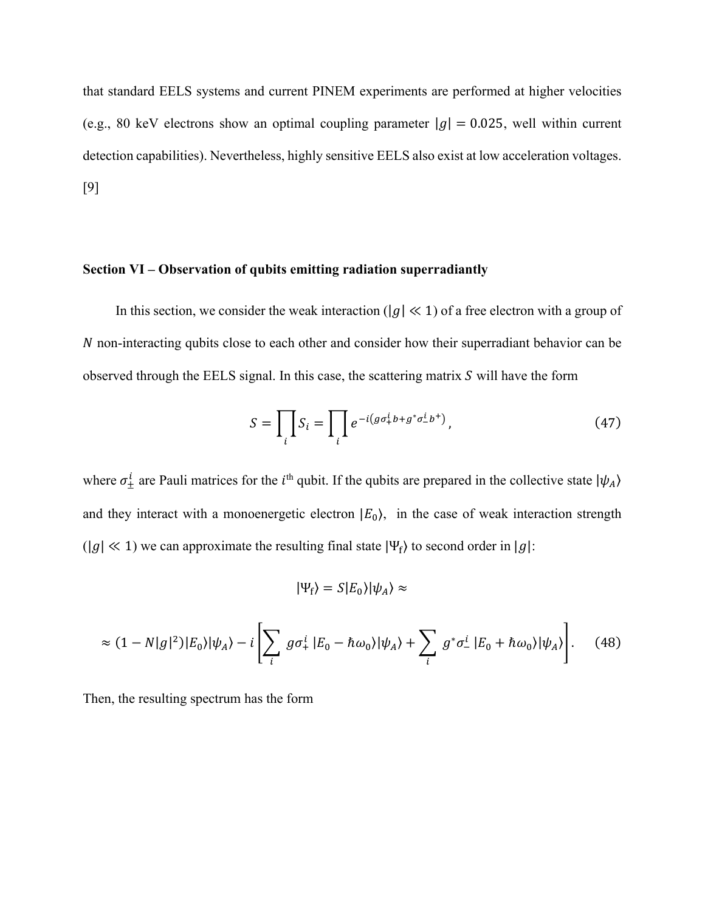that standard EELS systems and current PINEM experiments are performed at higher velocities (e.g., 80 keV electrons show an optimal coupling parameter $|g| = 0.025$, well within current detection capabilities). Nevertheless, highly sensitive EELS also exist at low acceleration voltages. [9]

**Section VI – Observation of qubits emitting radiation superradiantly**

In this section, we consider the weak interaction ($|g| \ll 1$) of a free electron with a group of $N$ non-interacting qubits close to each other and consider how their superradiant behavior can be observed through the EELS signal. In this case, the scattering matrix $S$ will have the form

$$S = \prod_i S_i = \prod_i e^{-i\left(g\sigma_+^i b + g^* \sigma_-^i b^+\right)}, \tag{47}$$

where $\sigma_\pm^i$ are Pauli matrices for the $i^{\text{th}}$ qubit. If the qubits are prepared in the collective state $|\psi_A\rangle$ and they interact with a monoenergetic electron $|E_0\rangle$, in the case of weak interaction strength ($|g| \ll 1$) we can approximate the resulting final state $|\Psi_{\text{f}}\rangle$ to second order in $|g|$:

$$|\Psi_{\text{f}}\rangle = S|E_0\rangle|\psi_A\rangle \approx$$

$$\approx (1 - N|g|^2)|E_0\rangle|\psi_A\rangle - i\left[\sum_i g\sigma_+^i\,|E_0 - \hbar\omega_0\rangle|\psi_A\rangle + \sum_i g^*\sigma_-^i\,|E_0 + \hbar\omega_0\rangle|\psi_A\rangle\right]. \tag{48}$$

Then, the resulting spectrum has the form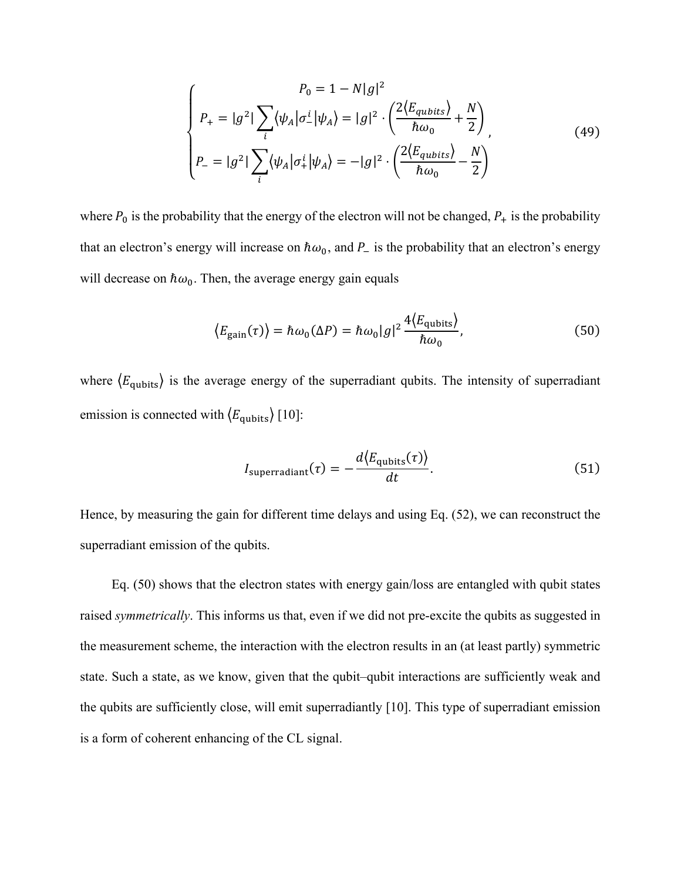$$
\begin{cases}
P_0 = 1 - N|g|^2 \\
P_+ = |g^2| \sum_i \langle \psi_A | \sigma_-^i | \psi_A \rangle = |g|^2 \cdot \left( \dfrac{2\langle E_{qubits} \rangle}{\hbar\omega_0} + \dfrac{N}{2} \right) \\
P_- = |g^2| \sum_i \langle \psi_A | \sigma_+^i | \psi_A \rangle = -|g|^2 \cdot \left( \dfrac{2\langle E_{qubits} \rangle}{\hbar\omega_0} - \dfrac{N}{2} \right)
\end{cases}, \tag{49}
$$

where $P_0$ is the probability that the energy of the electron will not be changed, $P_+$ is the probability that an electron's energy will increase on $\hbar\omega_0$, and $P_-$ is the probability that an electron's energy will decrease on $\hbar\omega_0$. Then, the average energy gain equals

$$
\langle E_{\text{gain}}(\tau) \rangle = \hbar\omega_0 (\Delta P) = \hbar\omega_0 |g|^2 \frac{4\langle E_{\text{qubits}} \rangle}{\hbar\omega_0}, \tag{50}
$$

where $\langle E_{\text{qubits}} \rangle$ is the average energy of the superradiant qubits. The intensity of superradiant emission is connected with $\langle E_{\text{qubits}} \rangle$ [10]:

$$
I_{\text{superradiant}}(\tau) = -\frac{d\langle E_{\text{qubits}}(\tau) \rangle}{dt}. \tag{51}
$$

Hence, by measuring the gain for different time delays and using Eq. (52), we can reconstruct the superradiant emission of the qubits.

Eq. (50) shows that the electron states with energy gain/loss are entangled with qubit states raised *symmetrically*. This informs us that, even if we did not pre-excite the qubits as suggested in the measurement scheme, the interaction with the electron results in an (at least partly) symmetric state. Such a state, as we know, given that the qubit–qubit interactions are sufficiently weak and the qubits are sufficiently close, will emit superradiantly [10]. This type of superradiant emission is a form of coherent enhancing of the CL signal.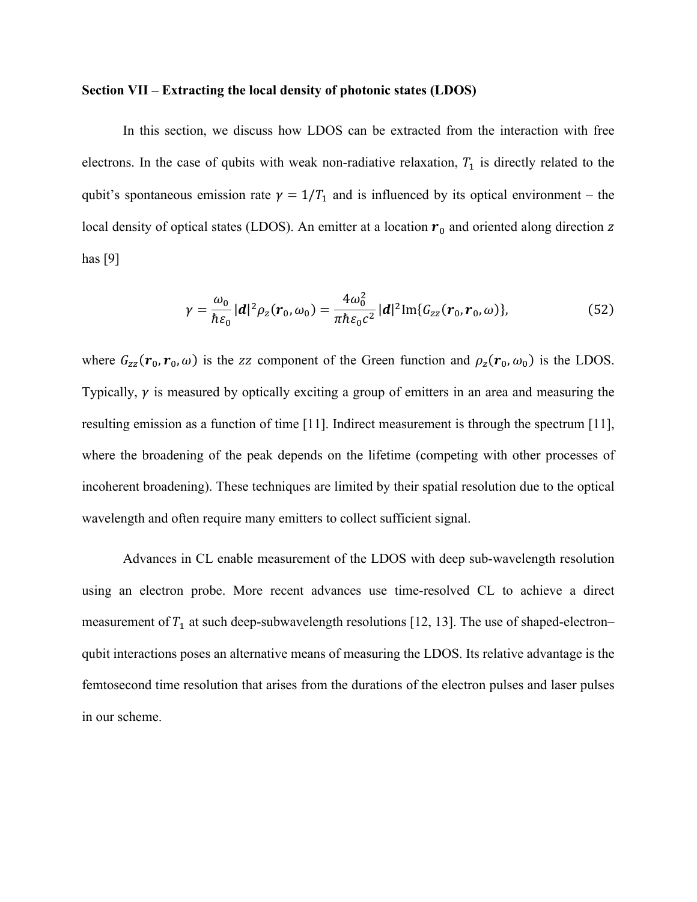**Section VII – Extracting the local density of photonic states (LDOS)**

In this section, we discuss how LDOS can be extracted from the interaction with free electrons. In the case of qubits with weak non-radiative relaxation, $T_1$ is directly related to the qubit's spontaneous emission rate $\gamma = 1/T_1$ and is influenced by its optical environment – the local density of optical states (LDOS). An emitter at a location $\boldsymbol{r}_0$ and oriented along direction $z$ has [9]

$$\gamma = \frac{\omega_0}{\hbar \varepsilon_0} |\boldsymbol{d}|^2 \rho_z(\boldsymbol{r}_0, \omega_0) = \frac{4\omega_0^2}{\pi \hbar \varepsilon_0 c^2} |\boldsymbol{d}|^2 \mathrm{Im}\{G_{zz}(\boldsymbol{r}_0, \boldsymbol{r}_0, \omega)\}, \tag{52}$$

where $G_{zz}(\boldsymbol{r}_0, \boldsymbol{r}_0, \omega)$ is the $zz$ component of the Green function and $\rho_z(\boldsymbol{r}_0, \omega_0)$ is the LDOS. Typically, $\gamma$ is measured by optically exciting a group of emitters in an area and measuring the resulting emission as a function of time [11]. Indirect measurement is through the spectrum [11], where the broadening of the peak depends on the lifetime (competing with other processes of incoherent broadening). These techniques are limited by their spatial resolution due to the optical wavelength and often require many emitters to collect sufficient signal.

Advances in CL enable measurement of the LDOS with deep sub-wavelength resolution using an electron probe. More recent advances use time-resolved CL to achieve a direct measurement of $T_1$ at such deep-subwavelength resolutions [12, 13]. The use of shaped-electron–qubit interactions poses an alternative means of measuring the LDOS. Its relative advantage is the femtosecond time resolution that arises from the durations of the electron pulses and laser pulses in our scheme.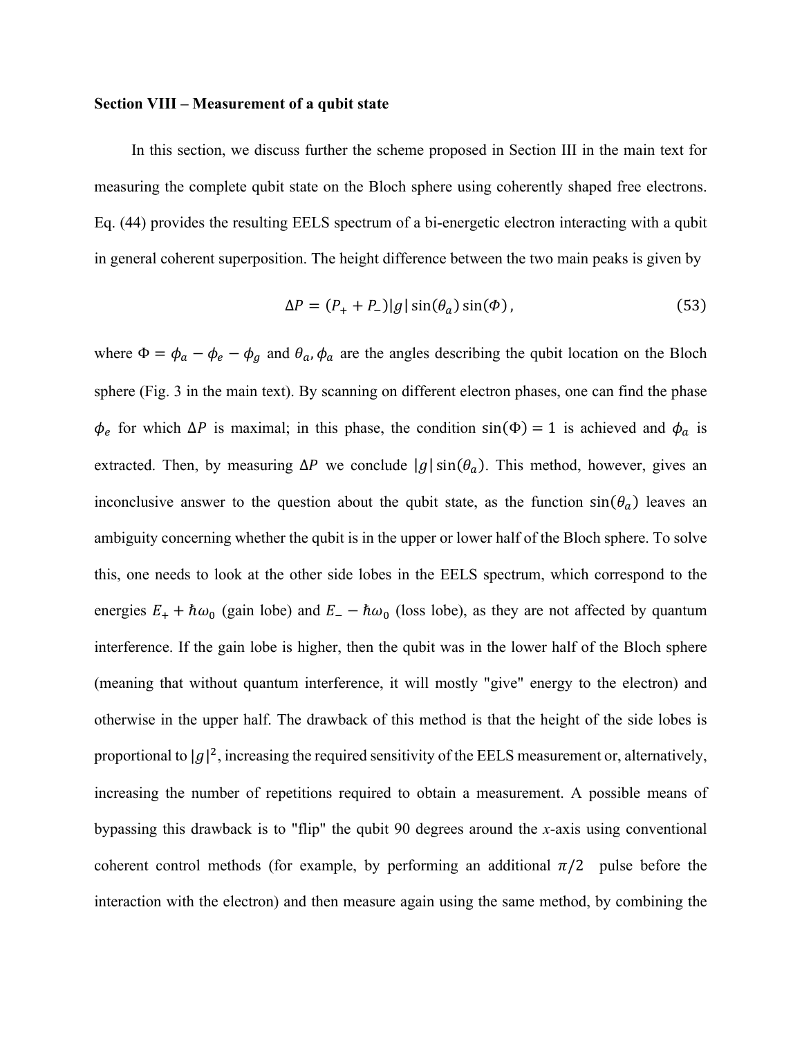**Section VIII – Measurement of a qubit state**

In this section, we discuss further the scheme proposed in Section III in the main text for measuring the complete qubit state on the Bloch sphere using coherently shaped free electrons. Eq. (44) provides the resulting EELS spectrum of a bi-energetic electron interacting with a qubit in general coherent superposition. The height difference between the two main peaks is given by

$$\Delta P = (P_{+} + P_{-})|g| \sin(\theta_a) \sin(\Phi)\,, \tag{53}$$

where $\Phi = \phi_a - \phi_e - \phi_g$ and $\theta_a, \phi_a$ are the angles describing the qubit location on the Bloch sphere (Fig. 3 in the main text). By scanning on different electron phases, one can find the phase $\phi_e$ for which $\Delta P$ is maximal; in this phase, the condition $\sin(\Phi) = 1$ is achieved and $\phi_a$ is extracted. Then, by measuring $\Delta P$ we conclude $|g| \sin(\theta_a)$. This method, however, gives an inconclusive answer to the question about the qubit state, as the function $\sin(\theta_a)$ leaves an ambiguity concerning whether the qubit is in the upper or lower half of the Bloch sphere. To solve this, one needs to look at the other side lobes in the EELS spectrum, which correspond to the energies $E_{+} + \hbar\omega_0$ (gain lobe) and $E_{-} - \hbar\omega_0$ (loss lobe), as they are not affected by quantum interference. If the gain lobe is higher, then the qubit was in the lower half of the Bloch sphere (meaning that without quantum interference, it will mostly "give" energy to the electron) and otherwise in the upper half. The drawback of this method is that the height of the side lobes is proportional to $|g|^2$, increasing the required sensitivity of the EELS measurement or, alternatively, increasing the number of repetitions required to obtain a measurement. A possible means of bypassing this drawback is to "flip" the qubit 90 degrees around the *x*-axis using conventional coherent control methods (for example, by performing an additional $\pi/2$ pulse before the interaction with the electron) and then measure again using the same method, by combining the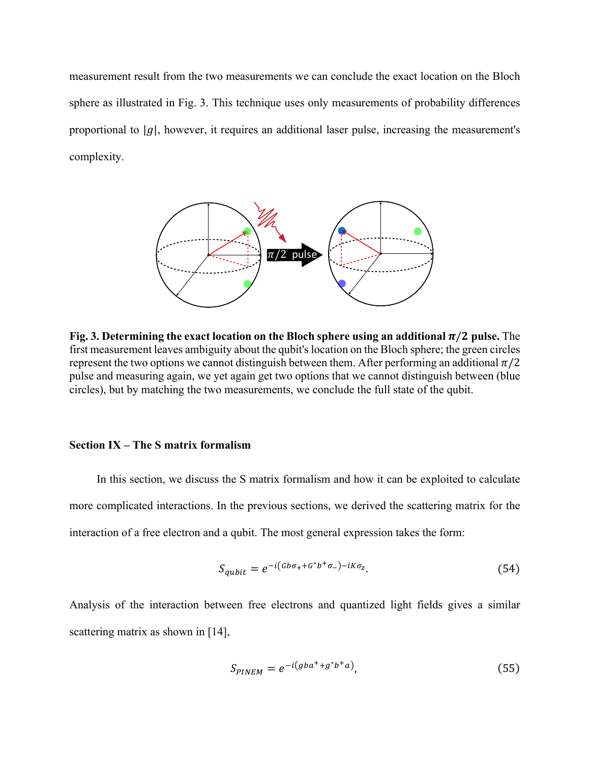measurement result from the two measurements we can conclude the exact location on the Bloch sphere as illustrated in Fig. 3. This technique uses only measurements of probability differences proportional to $|g|$, however, it requires an additional laser pulse, increasing the measurement's complexity.

**Fig. 3. Determining the exact location on the Bloch sphere using an additional $\pi/2$ pulse.** The first measurement leaves ambiguity about the qubit's location on the Bloch sphere; the green circles represent the two options we cannot distinguish between them. After performing an additional $\pi/2$ pulse and measuring again, we yet again get two options that we cannot distinguish between (blue circles), but by matching the two measurements, we conclude the full state of the qubit.

### Section IX – The S matrix formalism

In this section, we discuss the S matrix formalism and how it can be exploited to calculate more complicated interactions. In the previous sections, we derived the scattering matrix for the interaction of a free electron and a qubit. The most general expression takes the form:

$$S_{qubit} = e^{-i(Gb\sigma_+ + G^* b^+ \sigma_-) - iK\sigma_z}. \tag{54}$$

Analysis of the interaction between free electrons and quantized light fields gives a similar scattering matrix as shown in [14],

$$S_{PINEM} = e^{-i(gba^+ + g^* b^+ a)}, \tag{55}$$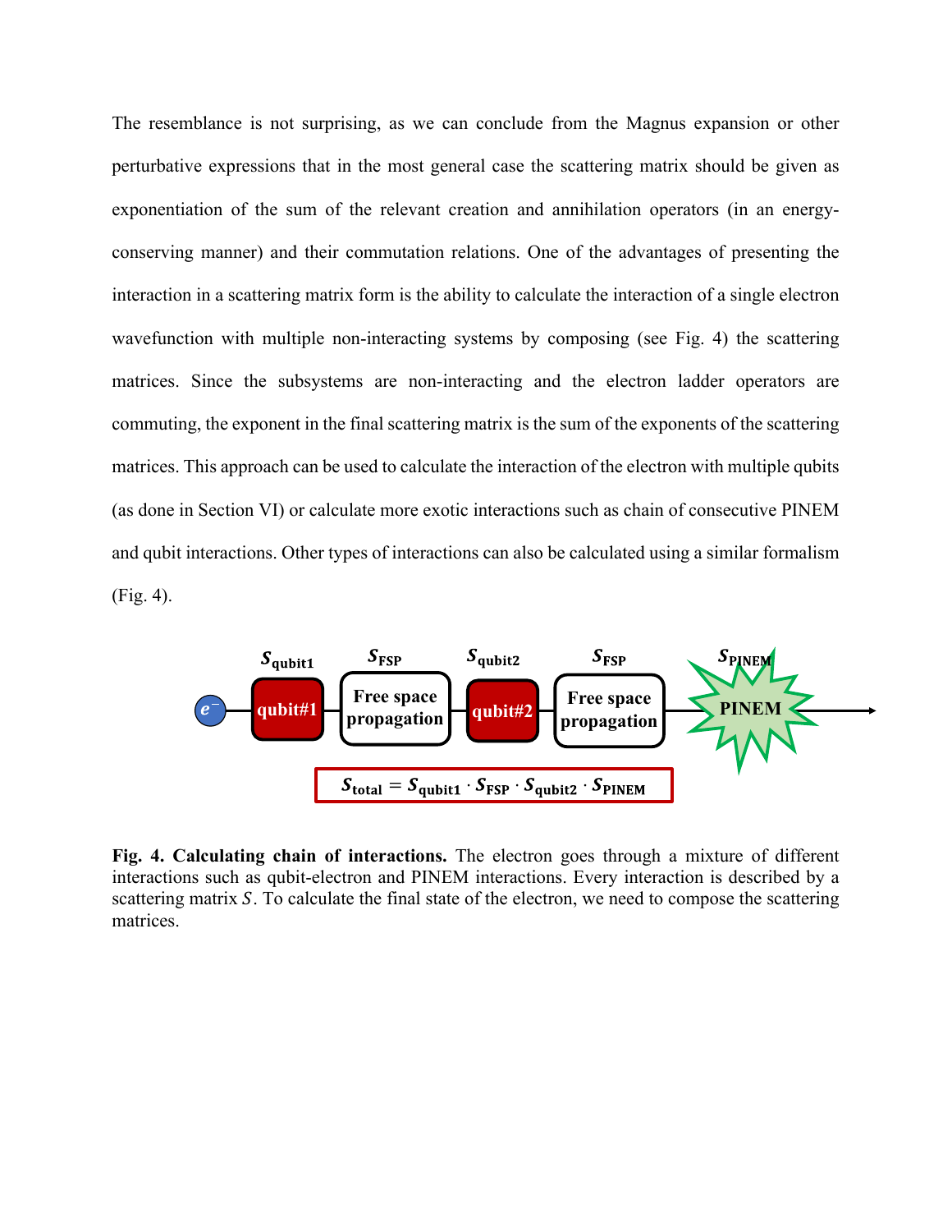The resemblance is not surprising, as we can conclude from the Magnus expansion or other perturbative expressions that in the most general case the scattering matrix should be given as exponentiation of the sum of the relevant creation and annihilation operators (in an energy-conserving manner) and their commutation relations. One of the advantages of presenting the interaction in a scattering matrix form is the ability to calculate the interaction of a single electron wavefunction with multiple non-interacting systems by composing (see Fig. 4) the scattering matrices. Since the subsystems are non-interacting and the electron ladder operators are commuting, the exponent in the final scattering matrix is the sum of the exponents of the scattering matrices. This approach can be used to calculate the interaction of the electron with multiple qubits (as done in Section VI) or calculate more exotic interactions such as chain of consecutive PINEM and qubit interactions. Other types of interactions can also be calculated using a similar formalism (Fig. 4).

$S_{\text{qubit1}}$ $S_{\text{FSP}}$ $S_{\text{qubit2}}$ $S_{\text{FSP}}$ $S_{\text{PINEM}}$

$e^-$ → qubit#1 → Free space propagation → qubit#2 → Free space propagation → PINEM →

$$S_{\text{total}} = S_{\text{qubit1}} \cdot S_{\text{FSP}} \cdot S_{\text{qubit2}} \cdot S_{\text{PINEM}}$$

**Fig. 4. Calculating chain of interactions.** The electron goes through a mixture of different interactions such as qubit-electron and PINEM interactions. Every interaction is described by a scattering matrix $S$. To calculate the final state of the electron, we need to compose the scattering matrices.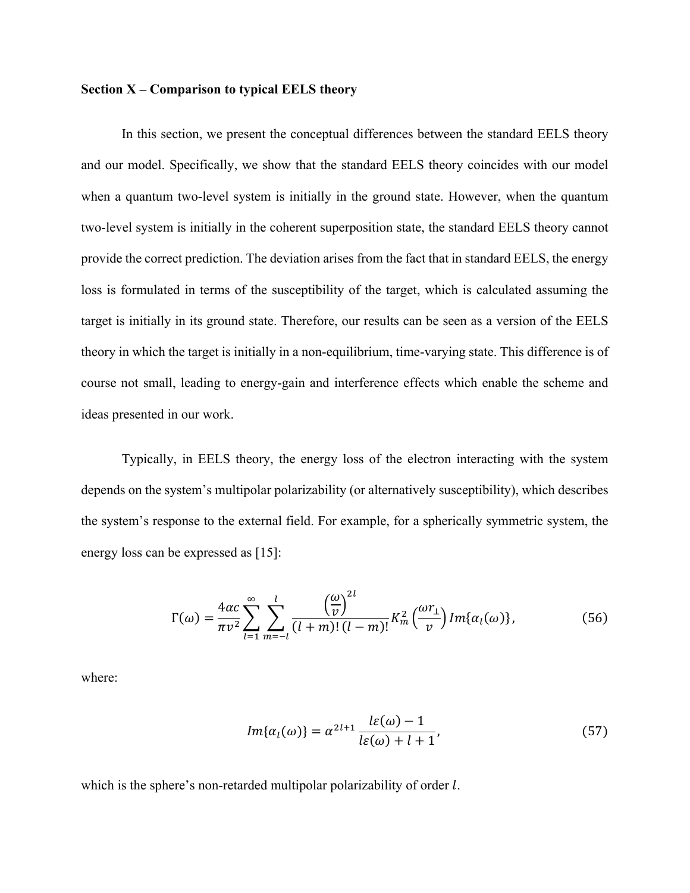**Section X – Comparison to typical EELS theory**

In this section, we present the conceptual differences between the standard EELS theory and our model. Specifically, we show that the standard EELS theory coincides with our model when a quantum two-level system is initially in the ground state. However, when the quantum two-level system is initially in the coherent superposition state, the standard EELS theory cannot provide the correct prediction. The deviation arises from the fact that in standard EELS, the energy loss is formulated in terms of the susceptibility of the target, which is calculated assuming the target is initially in its ground state. Therefore, our results can be seen as a version of the EELS theory in which the target is initially in a non-equilibrium, time-varying state. This difference is of course not small, leading to energy-gain and interference effects which enable the scheme and ideas presented in our work.

Typically, in EELS theory, the energy loss of the electron interacting with the system depends on the system's multipolar polarizability (or alternatively susceptibility), which describes the system's response to the external field. For example, for a spherically symmetric system, the energy loss can be expressed as [15]:

$$\Gamma(\omega) = \frac{4\alpha c}{\pi v^2} \sum_{l=1}^{\infty} \sum_{m=-l}^{l} \frac{\left(\frac{\omega}{v}\right)^{2l}}{(l+m)!\,(l-m)!} K_m^2\left(\frac{\omega r_\perp}{v}\right) Im\{\alpha_l(\omega)\}, \tag{56}$$

where:

$$Im\{\alpha_l(\omega)\} = \alpha^{2l+1} \frac{l\varepsilon(\omega) - 1}{l\varepsilon(\omega) + l + 1}, \tag{57}$$

which is the sphere's non-retarded multipolar polarizability of order $l$.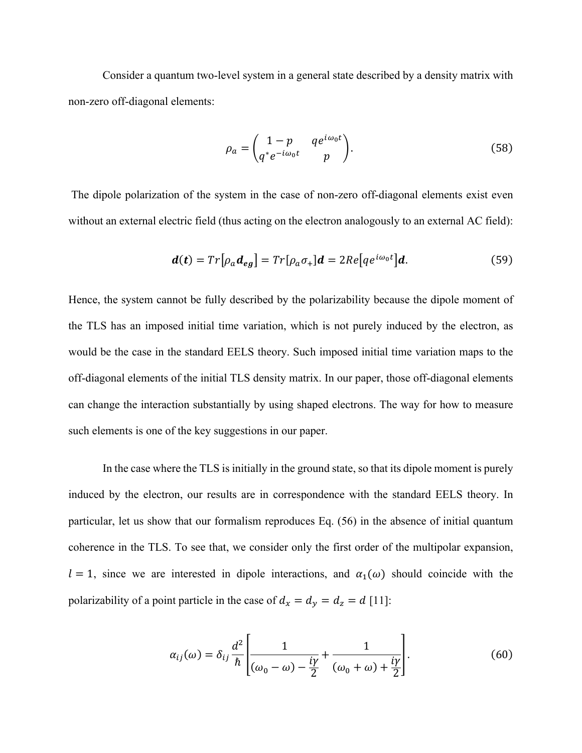Consider a quantum two-level system in a general state described by a density matrix with non-zero off-diagonal elements:

$$\rho_a = \begin{pmatrix} 1-p & q e^{i\omega_0 t} \\ q^* e^{-i\omega_0 t} & p \end{pmatrix}. \tag{58}$$

The dipole polarization of the system in the case of non-zero off-diagonal elements exist even without an external electric field (thus acting on the electron analogously to an external AC field):

$$\boldsymbol{d}(\boldsymbol{t}) = Tr\left[\rho_a \boldsymbol{d_{eg}}\right] = Tr[\rho_a \sigma_+]\boldsymbol{d} = 2Re\left[q e^{i\omega_0 t}\right]\boldsymbol{d}. \tag{59}$$

Hence, the system cannot be fully described by the polarizability because the dipole moment of the TLS has an imposed initial time variation, which is not purely induced by the electron, as would be the case in the standard EELS theory. Such imposed initial time variation maps to the off-diagonal elements of the initial TLS density matrix. In our paper, those off-diagonal elements can change the interaction substantially by using shaped electrons. The way for how to measure such elements is one of the key suggestions in our paper.

In the case where the TLS is initially in the ground state, so that its dipole moment is purely induced by the electron, our results are in correspondence with the standard EELS theory. In particular, let us show that our formalism reproduces Eq. (56) in the absence of initial quantum coherence in the TLS. To see that, we consider only the first order of the multipolar expansion, $l = 1$, since we are interested in dipole interactions, and $\alpha_1(\omega)$ should coincide with the polarizability of a point particle in the case of $d_x = d_y = d_z = d$ [11]:

$$\alpha_{ij}(\omega) = \delta_{ij}\frac{d^2}{\hbar}\left[\frac{1}{(\omega_0 - \omega) - \frac{i\gamma}{2}} + \frac{1}{(\omega_0 + \omega) + \frac{i\gamma}{2}}\right]. \tag{60}$$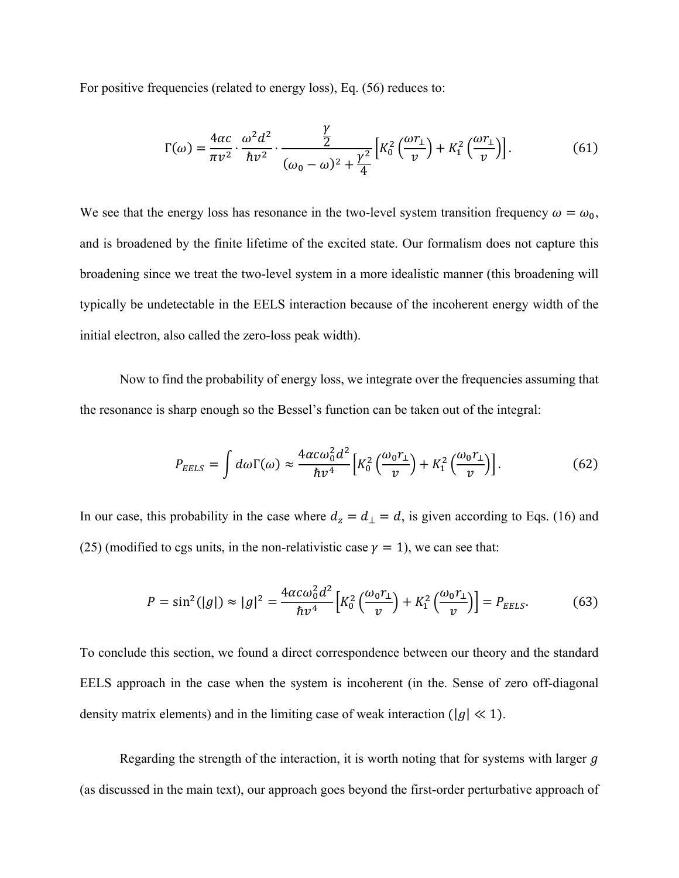For positive frequencies (related to energy loss), Eq. (56) reduces to:

$$\Gamma(\omega) = \frac{4\alpha c}{\pi v^2} \cdot \frac{\omega^2 d^2}{\hbar v^2} \cdot \frac{\frac{\gamma}{2}}{(\omega_0 - \omega)^2 + \frac{\gamma^2}{4}} \left[ K_0^2\left(\frac{\omega r_\perp}{v}\right) + K_1^2\left(\frac{\omega r_\perp}{v}\right) \right]. \tag{61}$$

We see that the energy loss has resonance in the two-level system transition frequency $\omega = \omega_0$, and is broadened by the finite lifetime of the excited state. Our formalism does not capture this broadening since we treat the two-level system in a more idealistic manner (this broadening will typically be undetectable in the EELS interaction because of the incoherent energy width of the initial electron, also called the zero-loss peak width).

Now to find the probability of energy loss, we integrate over the frequencies assuming that the resonance is sharp enough so the Bessel's function can be taken out of the integral:

$$P_{EELS} = \int d\omega \Gamma(\omega) \approx \frac{4\alpha c \omega_0^2 d^2}{\hbar v^4} \left[ K_0^2\left(\frac{\omega_0 r_\perp}{v}\right) + K_1^2\left(\frac{\omega_0 r_\perp}{v}\right) \right]. \tag{62}$$

In our case, this probability in the case where $d_z = d_\perp = d$, is given according to Eqs. (16) and (25) (modified to cgs units, in the non-relativistic case $\gamma = 1$), we can see that:

$$P = \sin^2(|g|) \approx |g|^2 = \frac{4\alpha c \omega_0^2 d^2}{\hbar v^4} \left[ K_0^2\left(\frac{\omega_0 r_\perp}{v}\right) + K_1^2\left(\frac{\omega_0 r_\perp}{v}\right) \right] = P_{EELS}. \tag{63}$$

To conclude this section, we found a direct correspondence between our theory and the standard EELS approach in the case when the system is incoherent (in the. Sense of zero off-diagonal density matrix elements) and in the limiting case of weak interaction ($|g| \ll 1$).

Regarding the strength of the interaction, it is worth noting that for systems with larger $g$ (as discussed in the main text), our approach goes beyond the first-order perturbative approach of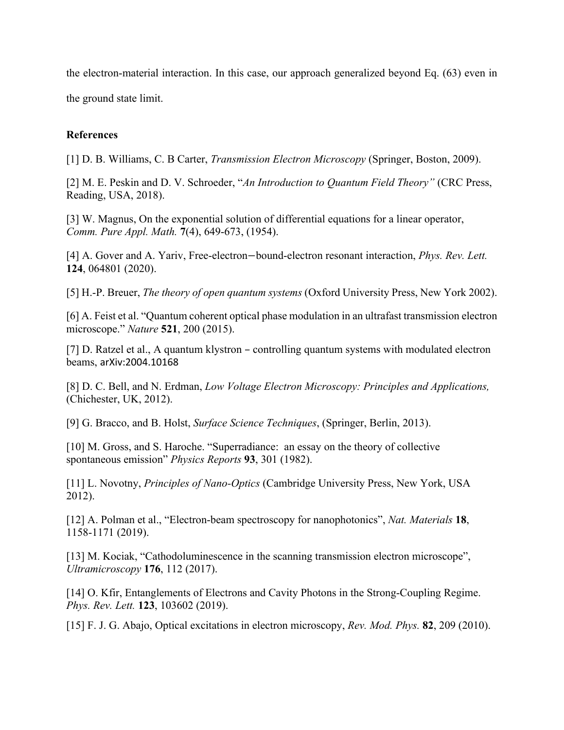the electron-material interaction. In this case, our approach generalized beyond Eq. (63) even in the ground state limit.

**References**

[1] D. B. Williams, C. B Carter, *Transmission Electron Microscopy* (Springer, Boston, 2009).

[2] M. E. Peskin and D. V. Schroeder, "*An Introduction to Quantum Field Theory"* (CRC Press, Reading, USA, 2018).

[3] W. Magnus, On the exponential solution of differential equations for a linear operator, *Comm. Pure Appl. Math.* **7**(4), 649-673, (1954).

[4] A. Gover and A. Yariv, Free-electron−bound-electron resonant interaction, *Phys. Rev. Lett.* **124**, 064801 (2020).

[5] H.-P. Breuer, *The theory of open quantum systems* (Oxford University Press, New York 2002).

[6] A. Feist et al. "Quantum coherent optical phase modulation in an ultrafast transmission electron microscope." *Nature* **521**, 200 (2015).

[7] D. Ratzel et al., A quantum klystron – controlling quantum systems with modulated electron beams, arXiv:2004.10168

[8] D. C. Bell, and N. Erdman, *Low Voltage Electron Microscopy: Principles and Applications,* (Chichester, UK, 2012).

[9] G. Bracco, and B. Holst, *Surface Science Techniques*, (Springer, Berlin, 2013).

[10] M. Gross, and S. Haroche. "Superradiance: an essay on the theory of collective spontaneous emission" *Physics Reports* **93**, 301 (1982).

[11] L. Novotny, *Principles of Nano-Optics* (Cambridge University Press, New York, USA 2012).

[12] A. Polman et al., "Electron-beam spectroscopy for nanophotonics", *Nat. Materials* **18**, 1158-1171 (2019).

[13] M. Kociak, "Cathodoluminescence in the scanning transmission electron microscope", *Ultramicroscopy* **176**, 112 (2017).

[14] O. Kfir, Entanglements of Electrons and Cavity Photons in the Strong-Coupling Regime. *Phys. Rev. Lett.* **123**, 103602 (2019).

[15] F. J. G. Abajo, Optical excitations in electron microscopy, *Rev. Mod. Phys.* **82**, 209 (2010).